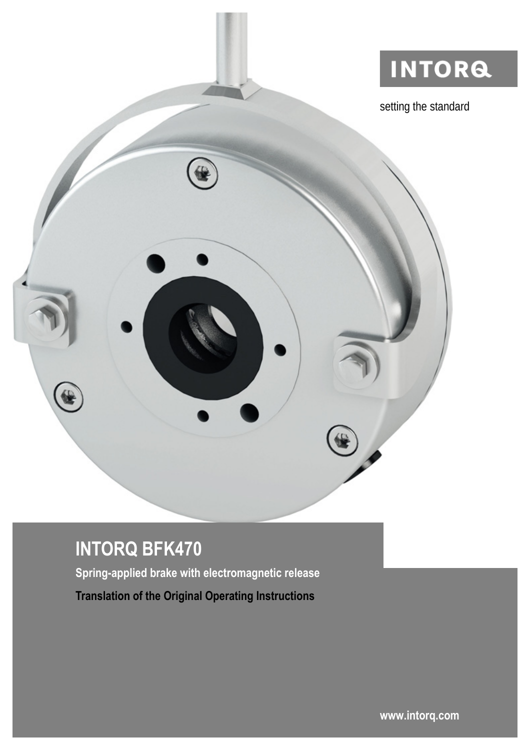INTORQ

setting the standard

# INTORQ BFK470

**Spring-applied brake with electromagnetic release**

**Translation of the Original Operating Instructions**

**www.intorq.com**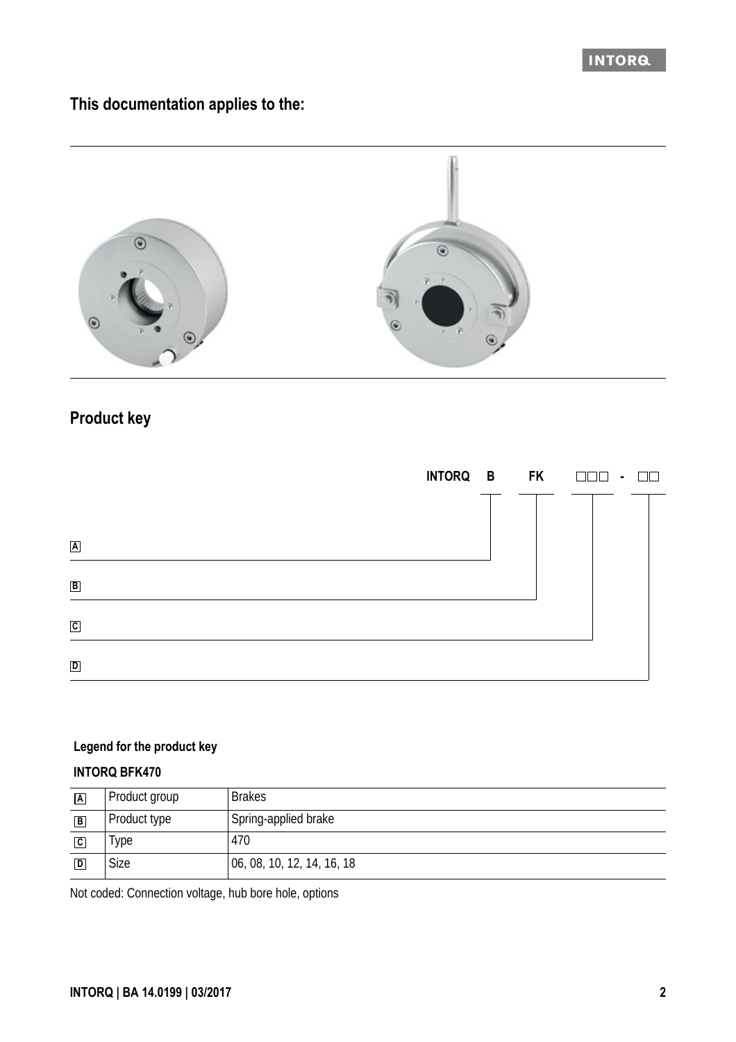## This documentation applies to the:

## Product key

INTORQ B FK □□□ - □□

A

B

C

D

**Legend for the product key**

**INTORQ BFK470**

| | | |
|---|---|---|
| A | Product group | Brakes |
| B | Product type | Spring-applied brake |
| C | Type | 470 |
| D | Size | 06, 08, 10, 12, 14, 16, 18 |

Not coded: Connection voltage, hub bore hole, options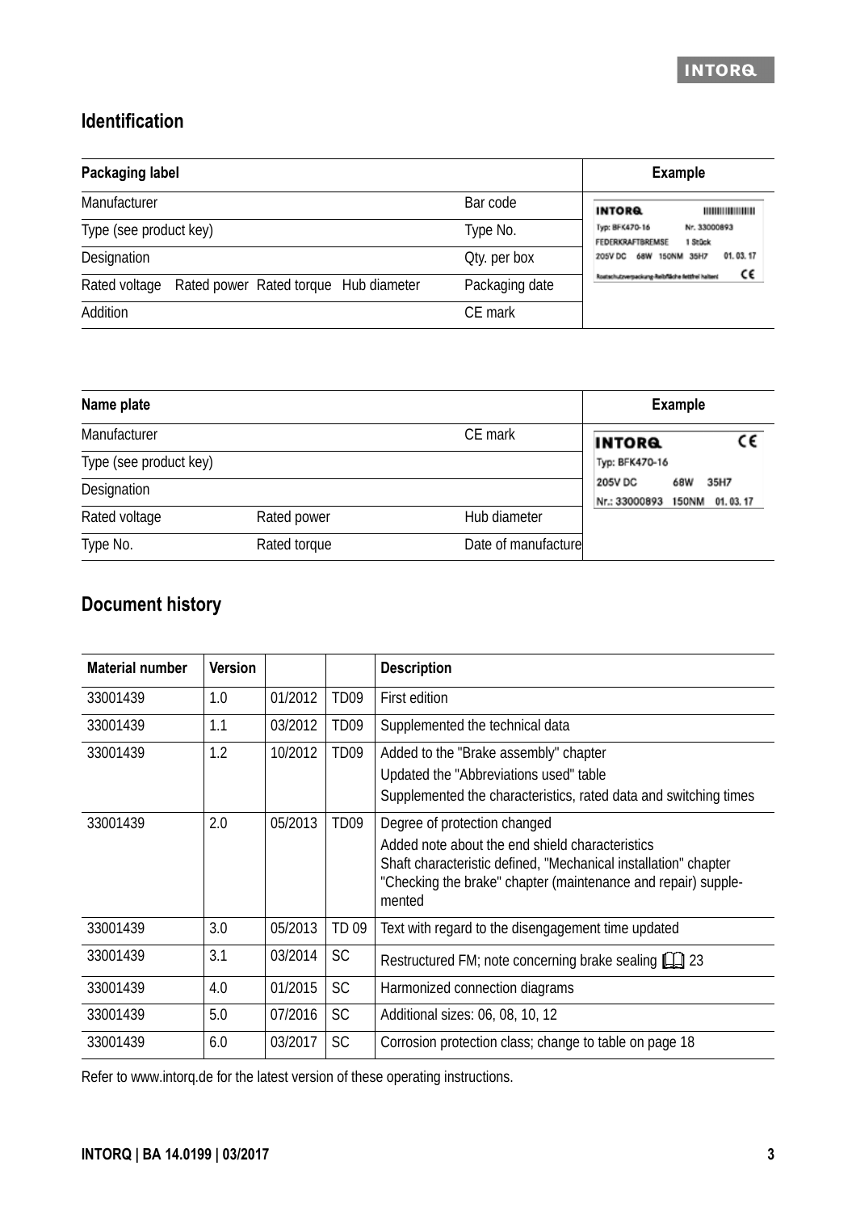## Identification

| Packaging label | | Example |
|---|---|---|
| Manufacturer | Bar code | INTORQ<br>Typ: BFK470-16 Nr. 33000893<br>FEDERKRAFTBREMSE 1 Stück<br>205V DC 68W 150NM 35H7 01. 03. 17<br>Rostschutzverpackung Reibfläche fettfrei halten! CE |
| Type (see product key) | Type No. | |
| Designation | Qty. per box | |
| Rated voltage Rated power Rated torque Hub diameter | Packaging date | |
| Addition | CE mark | |

| Name plate | | | Example |
|---|---|---|---|
| Manufacturer | | CE mark | INTORQ CE<br>Typ: BFK470-16<br>205V DC 68W 35H7<br>Nr.: 33000893 150NM 01. 03. 17 |
| Type (see product key) | | | |
| Designation | | | |
| Rated voltage | Rated power | Hub diameter | |
| Type No. | Rated torque | Date of manufacture | |

## Document history

| Material number | Version | | | Description |
|---|---|---|---|---|
| 33001439 | 1.0 | 01/2012 | TD09 | First edition |
| 33001439 | 1.1 | 03/2012 | TD09 | Supplemented the technical data |
| 33001439 | 1.2 | 10/2012 | TD09 | Added to the "Brake assembly" chapter<br>Updated the "Abbreviations used" table<br>Supplemented the characteristics, rated data and switching times |
| 33001439 | 2.0 | 05/2013 | TD09 | Degree of protection changed<br>Added note about the end shield characteristics<br>Shaft characteristic defined, "Mechanical installation" chapter<br>"Checking the brake" chapter (maintenance and repair) supplemented |
| 33001439 | 3.0 | 05/2013 | TD 09 | Text with regard to the disengagement time updated |
| 33001439 | 3.1 | 03/2014 | SC | Restructured FM; note concerning brake sealing 📖 23 |
| 33001439 | 4.0 | 01/2015 | SC | Harmonized connection diagrams |
| 33001439 | 5.0 | 07/2016 | SC | Additional sizes: 06, 08, 10, 12 |
| 33001439 | 6.0 | 03/2017 | SC | Corrosion protection class; change to table on page 18 |

Refer to www.intorq.de for the latest version of these operating instructions.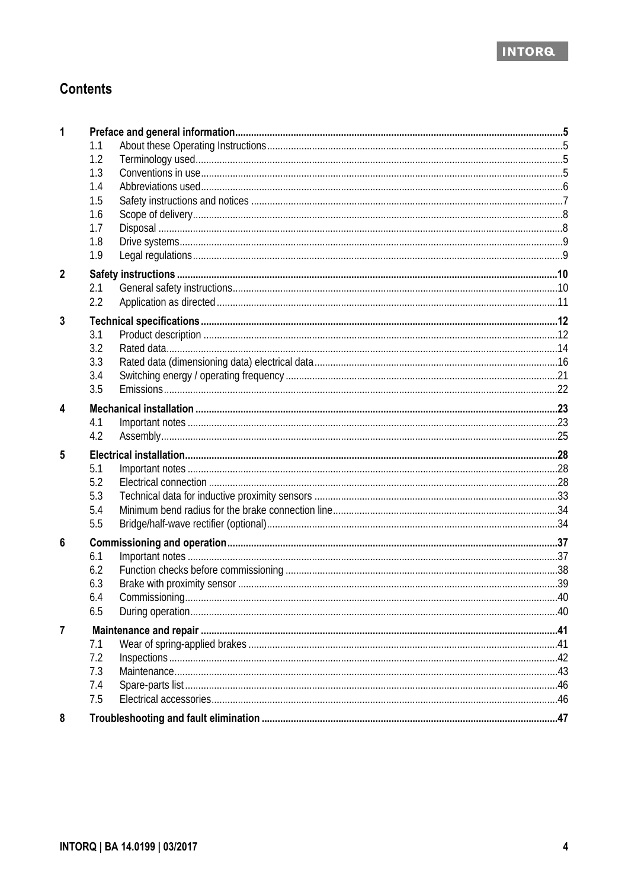# Contents

| | | | |
|---|---|---|---|
| **1** | | **Preface and general information** | **5** |
| | 1.1 | About these Operating Instructions | 5 |
| | 1.2 | Terminology used | 5 |
| | 1.3 | Conventions in use | 5 |
| | 1.4 | Abbreviations used | 6 |
| | 1.5 | Safety instructions and notices | 7 |
| | 1.6 | Scope of delivery | 8 |
| | 1.7 | Disposal | 8 |
| | 1.8 | Drive systems | 9 |
| | 1.9 | Legal regulations | 9 |
| **2** | | **Safety instructions** | **10** |
| | 2.1 | General safety instructions | 10 |
| | 2.2 | Application as directed | 11 |
| **3** | | **Technical specifications** | **12** |
| | 3.1 | Product description | 12 |
| | 3.2 | Rated data | 14 |
| | 3.3 | Rated data (dimensioning data) electrical data | 16 |
| | 3.4 | Switching energy / operating frequency | 21 |
| | 3.5 | Emissions | 22 |
| **4** | | **Mechanical installation** | **23** |
| | 4.1 | Important notes | 23 |
| | 4.2 | Assembly | 25 |
| **5** | | **Electrical installation** | **28** |
| | 5.1 | Important notes | 28 |
| | 5.2 | Electrical connection | 28 |
| | 5.3 | Technical data for inductive proximity sensors | 33 |
| | 5.4 | Minimum bend radius for the brake connection line | 34 |
| | 5.5 | Bridge/half-wave rectifier (optional) | 34 |
| **6** | | **Commissioning and operation** | **37** |
| | 6.1 | Important notes | 37 |
| | 6.2 | Function checks before commissioning | 38 |
| | 6.3 | Brake with proximity sensor | 39 |
| | 6.4 | Commissioning | 40 |
| | 6.5 | During operation | 40 |
| **7** | | **Maintenance and repair** | **41** |
| | 7.1 | Wear of spring-applied brakes | 41 |
| | 7.2 | Inspections | 42 |
| | 7.3 | Maintenance | 43 |
| | 7.4 | Spare-parts list | 46 |
| | 7.5 | Electrical accessories | 46 |
| **8** | | **Troubleshooting and fault elimination** | **47** |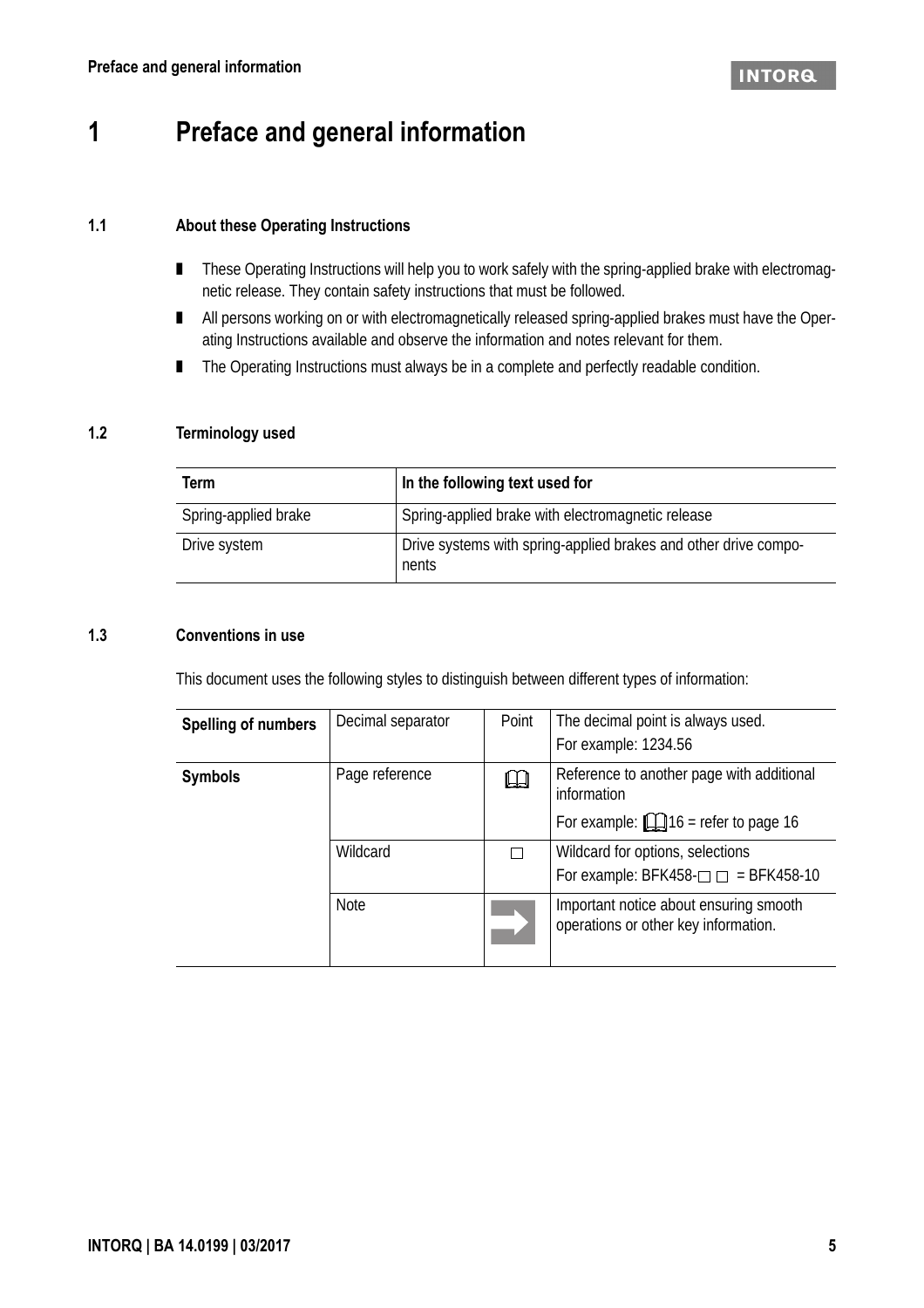# 1 Preface and general information

## 1.1 About these Operating Instructions

- These Operating Instructions will help you to work safely with the spring-applied brake with electromagnetic release. They contain safety instructions that must be followed.
- All persons working on or with electromagnetically released spring-applied brakes must have the Operating Instructions available and observe the information and notes relevant for them.
- The Operating Instructions must always be in a complete and perfectly readable condition.

## 1.2 Terminology used

| Term | In the following text used for |
|---|---|
| Spring-applied brake | Spring-applied brake with electromagnetic release |
| Drive system | Drive systems with spring-applied brakes and other drive components |

## 1.3 Conventions in use

This document uses the following styles to distinguish between different types of information:

| | | | |
|---|---|---|---|
| **Spelling of numbers** | Decimal separator | Point | The decimal point is always used.<br>For example: 1234.56 |
| **Symbols** | Page reference | 🕮 | Reference to another page with additional information<br>For example: 🕮 16 = refer to page 16 |
| | Wildcard | □ | Wildcard for options, selections<br>For example: BFK458-□ □ = BFK458-10 |
| | Note | ➡ | Important notice about ensuring smooth operations or other key information. |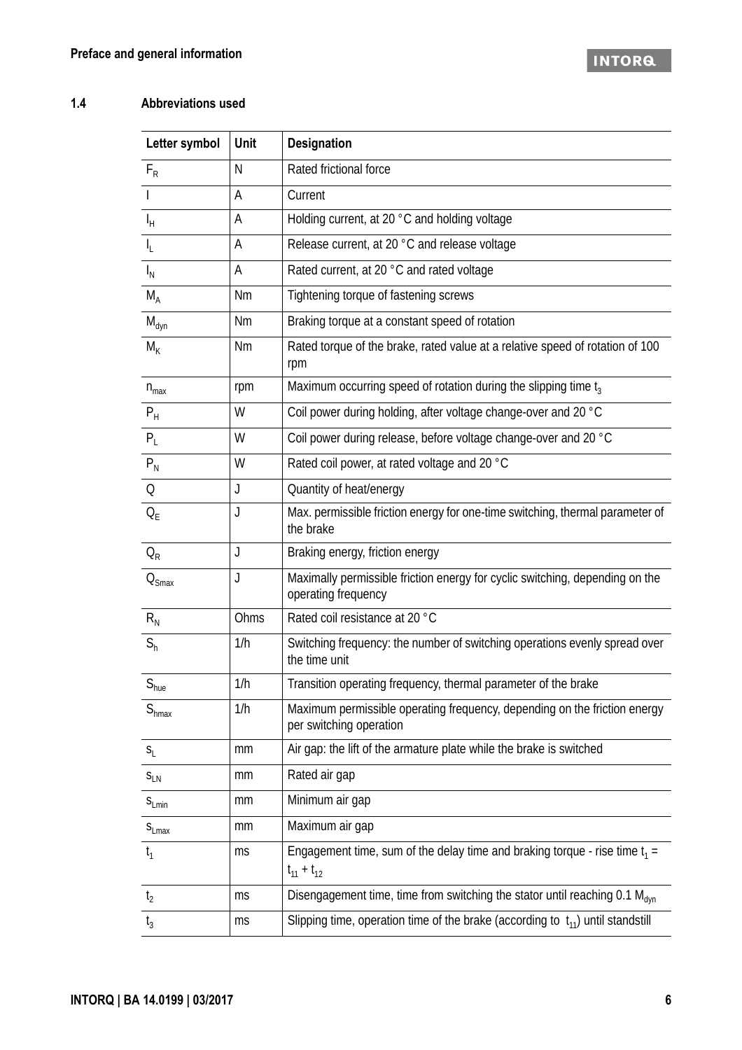### 1.4 Abbreviations used

| Letter symbol | Unit | Designation |
|---|---|---|
| $F_R$ | N | Rated frictional force |
| I | A | Current |
| $I_H$ | A | Holding current, at 20 °C and holding voltage |
| $I_L$ | A | Release current, at 20 °C and release voltage |
| $I_N$ | A | Rated current, at 20 °C and rated voltage |
| $M_A$ | Nm | Tightening torque of fastening screws |
| $M_{dyn}$ | Nm | Braking torque at a constant speed of rotation |
| $M_K$ | Nm | Rated torque of the brake, rated value at a relative speed of rotation of 100 rpm |
| $n_{max}$ | rpm | Maximum occurring speed of rotation during the slipping time $t_3$ |
| $P_H$ | W | Coil power during holding, after voltage change-over and 20 °C |
| $P_L$ | W | Coil power during release, before voltage change-over and 20 °C |
| $P_N$ | W | Rated coil power, at rated voltage and 20 °C |
| Q | J | Quantity of heat/energy |
| $Q_E$ | J | Max. permissible friction energy for one-time switching, thermal parameter of the brake |
| $Q_R$ | J | Braking energy, friction energy |
| $Q_{Smax}$ | J | Maximally permissible friction energy for cyclic switching, depending on the operating frequency |
| $R_N$ | Ohms | Rated coil resistance at 20 °C |
| $S_h$ | 1/h | Switching frequency: the number of switching operations evenly spread over the time unit |
| $S_{hue}$ | 1/h | Transition operating frequency, thermal parameter of the brake |
| $S_{hmax}$ | 1/h | Maximum permissible operating frequency, depending on the friction energy per switching operation |
| $s_L$ | mm | Air gap: the lift of the armature plate while the brake is switched |
| $s_{LN}$ | mm | Rated air gap |
| $s_{Lmin}$ | mm | Minimum air gap |
| $s_{Lmax}$ | mm | Maximum air gap |
| $t_1$ | ms | Engagement time, sum of the delay time and braking torque - rise time $t_1 = t_{11} + t_{12}$ |
| $t_2$ | ms | Disengagement time, time from switching the stator until reaching 0.1 $M_{dyn}$ |
| $t_3$ | ms | Slipping time, operation time of the brake (according to $t_{11}$) until standstill |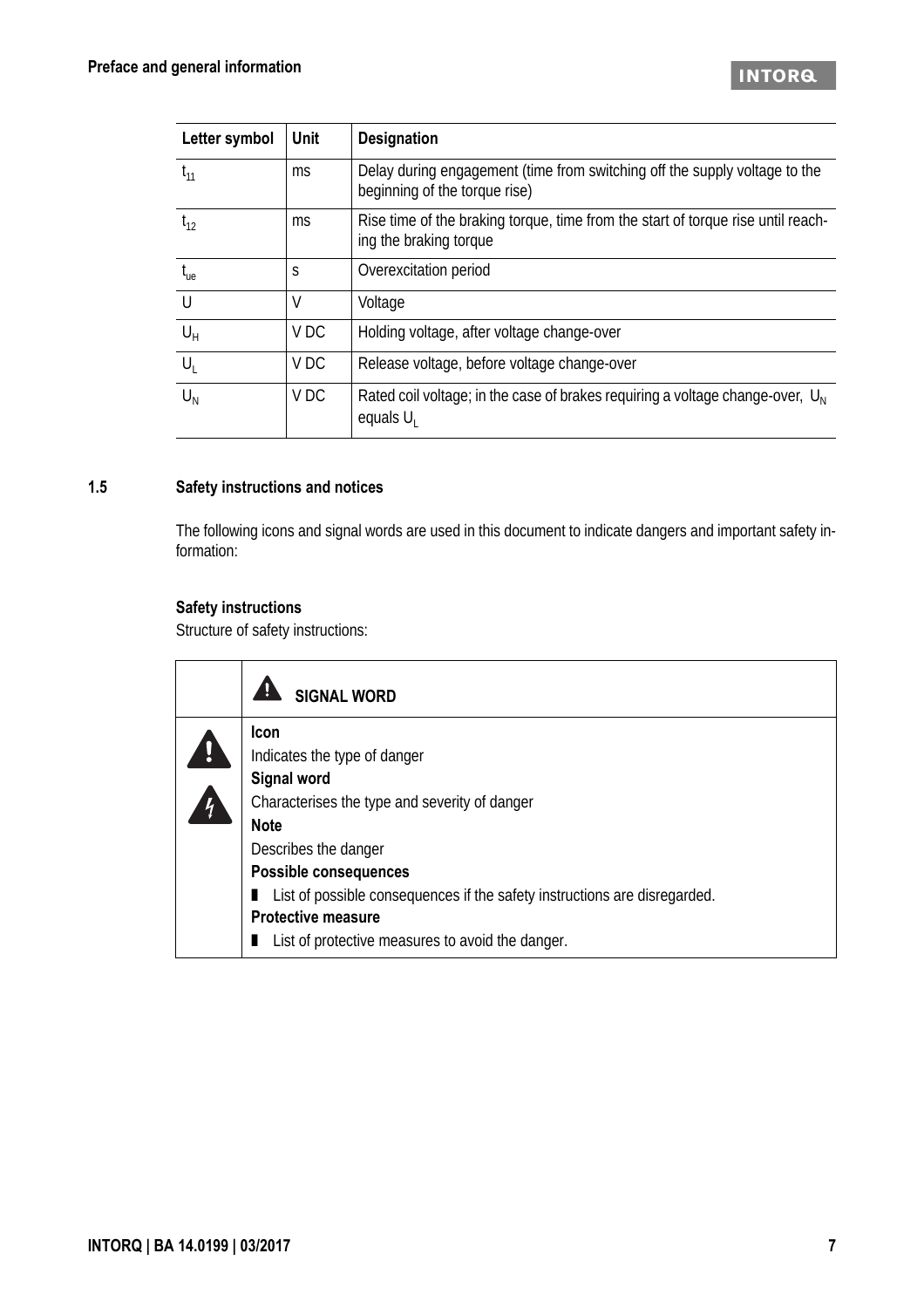| Letter symbol | Unit | Designation |
|---|---|---|
| $t_{11}$ | ms | Delay during engagement (time from switching off the supply voltage to the beginning of the torque rise) |
| $t_{12}$ | ms | Rise time of the braking torque, time from the start of torque rise until reaching the braking torque |
| $t_{ue}$ | s | Overexcitation period |
| U | V | Voltage |
| $U_H$ | V DC | Holding voltage, after voltage change-over |
| $U_L$ | V DC | Release voltage, before voltage change-over |
| $U_N$ | V DC | Rated coil voltage; in the case of brakes requiring a voltage change-over, $U_N$ equals $U_L$ |

## 1.5 Safety instructions and notices

The following icons and signal words are used in this document to indicate dangers and important safety information:

### Safety instructions

Structure of safety instructions:

| | **SIGNAL WORD** |
|---|---|
| | **Icon**<br>Indicates the type of danger<br>**Signal word**<br>Characterises the type and severity of danger<br>**Note**<br>Describes the danger<br>**Possible consequences**<br>▪ List of possible consequences if the safety instructions are disregarded.<br>**Protective measure**<br>▪ List of protective measures to avoid the danger. |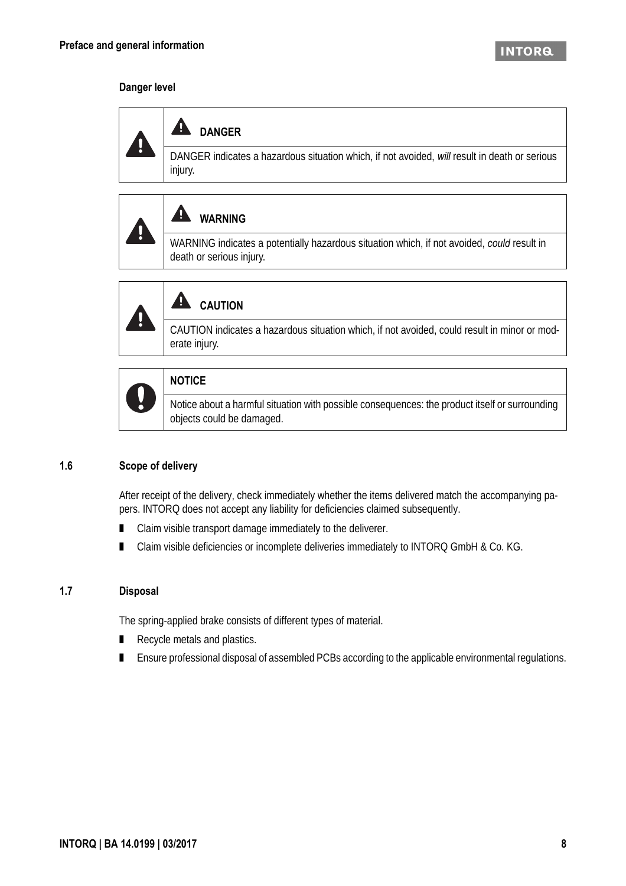**Danger level**

| | ⚠ **DANGER** |
|---|---|
| | DANGER indicates a hazardous situation which, if not avoided, *will* result in death or serious injury. |

| | ⚠ **WARNING** |
|---|---|
| | WARNING indicates a potentially hazardous situation which, if not avoided, *could* result in death or serious injury. |

| | ⚠ **CAUTION** |
|---|---|
| | CAUTION indicates a hazardous situation which, if not avoided, could result in minor or moderate injury. |

| | **NOTICE** |
|---|---|
| | Notice about a harmful situation with possible consequences: the product itself or surrounding objects could be damaged. |

## 1.6 Scope of delivery

After receipt of the delivery, check immediately whether the items delivered match the accompanying papers. INTORQ does not accept any liability for deficiencies claimed subsequently.

- Claim visible transport damage immediately to the deliverer.
- Claim visible deficiencies or incomplete deliveries immediately to INTORQ GmbH & Co. KG.

## 1.7 Disposal

The spring-applied brake consists of different types of material.

- Recycle metals and plastics.
- Ensure professional disposal of assembled PCBs according to the applicable environmental regulations.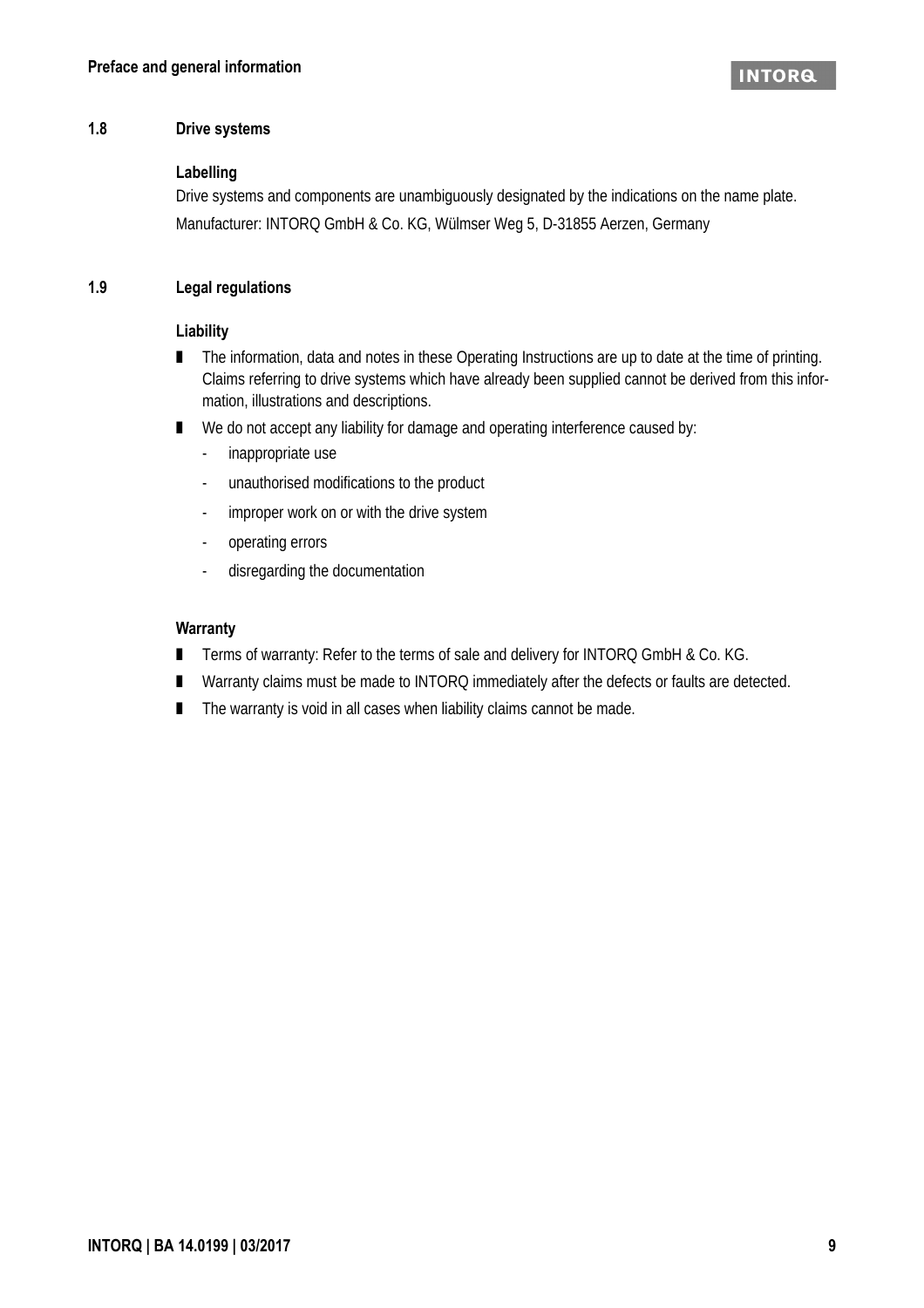## 1.8 Drive systems

**Labelling**

Drive systems and components are unambiguously designated by the indications on the name plate.

Manufacturer: INTORQ GmbH & Co. KG, Wülmser Weg 5, D-31855 Aerzen, Germany

## 1.9 Legal regulations

**Liability**

- The information, data and notes in these Operating Instructions are up to date at the time of printing. Claims referring to drive systems which have already been supplied cannot be derived from this information, illustrations and descriptions.
- We do not accept any liability for damage and operating interference caused by:
  - inappropriate use
  - unauthorised modifications to the product
  - improper work on or with the drive system
  - operating errors
  - disregarding the documentation

**Warranty**

- Terms of warranty: Refer to the terms of sale and delivery for INTORQ GmbH & Co. KG.
- Warranty claims must be made to INTORQ immediately after the defects or faults are detected.
- The warranty is void in all cases when liability claims cannot be made.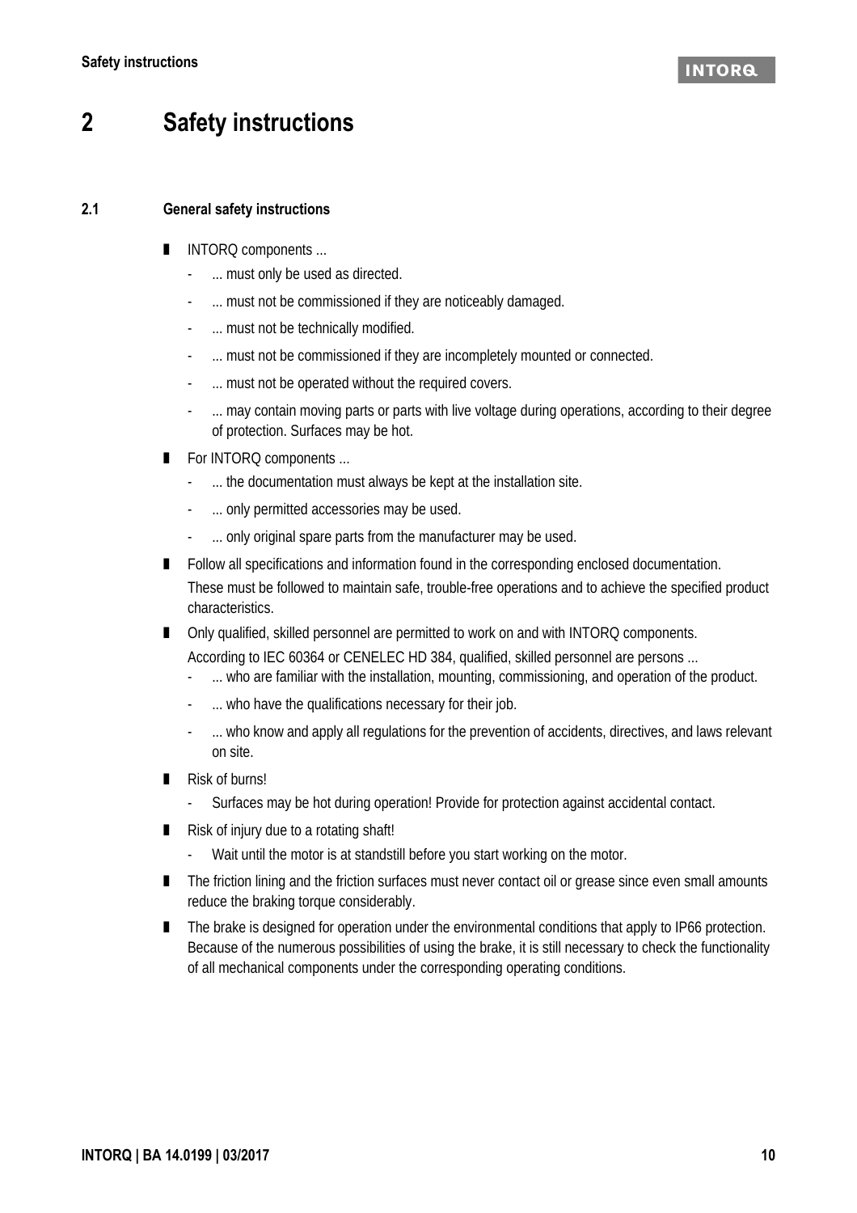# 2 Safety instructions

## 2.1 General safety instructions

- INTORQ components ...
  - ... must only be used as directed.
  - ... must not be commissioned if they are noticeably damaged.
  - ... must not be technically modified.
  - ... must not be commissioned if they are incompletely mounted or connected.
  - ... must not be operated without the required covers.
  - ... may contain moving parts or parts with live voltage during operations, according to their degree of protection. Surfaces may be hot.
- For INTORQ components ...
  - ... the documentation must always be kept at the installation site.
  - ... only permitted accessories may be used.
  - ... only original spare parts from the manufacturer may be used.
- Follow all specifications and information found in the corresponding enclosed documentation.
  These must be followed to maintain safe, trouble-free operations and to achieve the specified product characteristics.
- Only qualified, skilled personnel are permitted to work on and with INTORQ components.
  According to IEC 60364 or CENELEC HD 384, qualified, skilled personnel are persons ...
  - ... who are familiar with the installation, mounting, commissioning, and operation of the product.
  - ... who have the qualifications necessary for their job.
  - ... who know and apply all regulations for the prevention of accidents, directives, and laws relevant on site.
- Risk of burns!
  - Surfaces may be hot during operation! Provide for protection against accidental contact.
- Risk of injury due to a rotating shaft!
  - Wait until the motor is at standstill before you start working on the motor.
- The friction lining and the friction surfaces must never contact oil or grease since even small amounts reduce the braking torque considerably.
- The brake is designed for operation under the environmental conditions that apply to IP66 protection. Because of the numerous possibilities of using the brake, it is still necessary to check the functionality of all mechanical components under the corresponding operating conditions.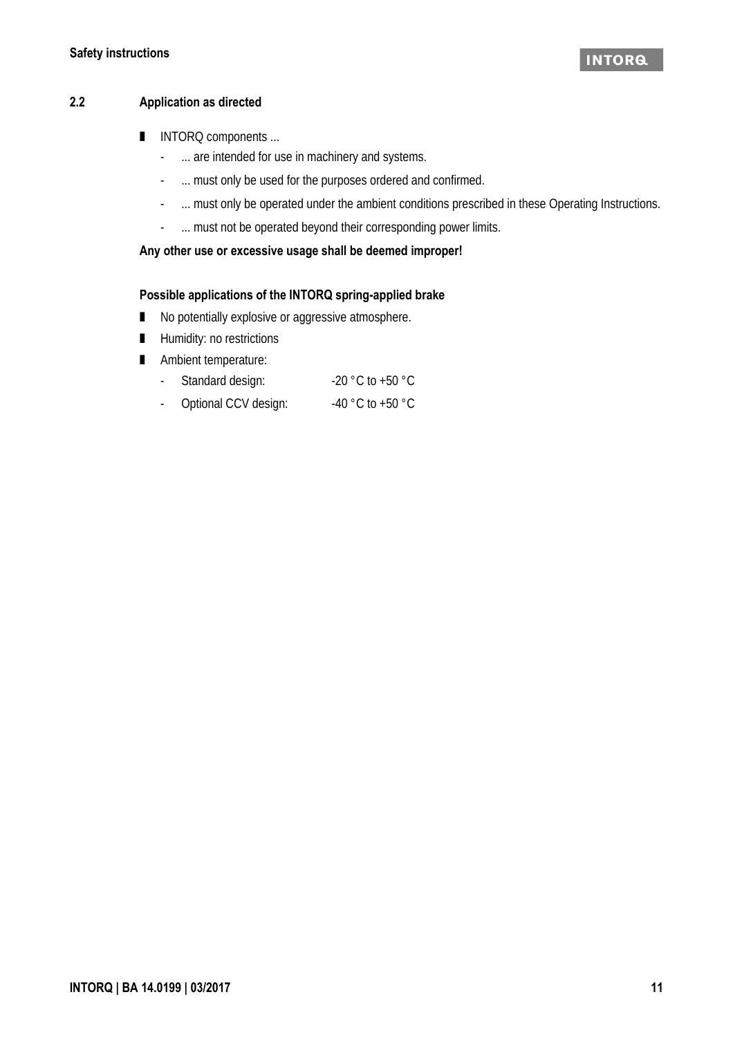## 2.2 Application as directed

- INTORQ components ...
  - ... are intended for use in machinery and systems.
  - ... must only be used for the purposes ordered and confirmed.
  - ... must only be operated under the ambient conditions prescribed in these Operating Instructions.
  - ... must not be operated beyond their corresponding power limits.

**Any other use or excessive usage shall be deemed improper!**

**Possible applications of the INTORQ spring-applied brake**

- No potentially explosive or aggressive atmosphere.
- Humidity: no restrictions
- Ambient temperature:
  - Standard design: -20 °C to +50 °C
  - Optional CCV design: -40 °C to +50 °C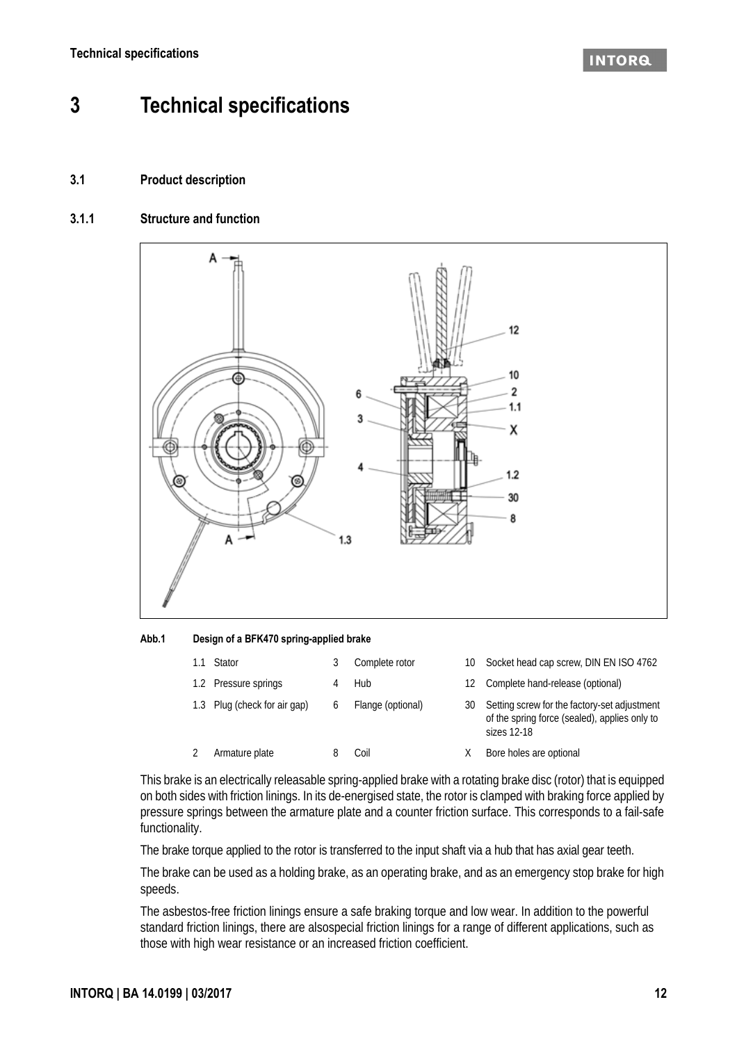# 3 Technical specifications

## 3.1 Product description

### 3.1.1 Structure and function

**Abb.1 Design of a BFK470 spring-applied brake**

| | | | | | |
|---|---|---|---|---|---|
| 1.1 | Stator | 3 | Complete rotor | 10 | Socket head cap screw, DIN EN ISO 4762 |
| 1.2 | Pressure springs | 4 | Hub | 12 | Complete hand-release (optional) |
| 1.3 | Plug (check for air gap) | 6 | Flange (optional) | 30 | Setting screw for the factory-set adjustment of the spring force (sealed), applies only to sizes 12-18 |
| 2 | Armature plate | 8 | Coil | X | Bore holes are optional |

This brake is an electrically releasable spring-applied brake with a rotating brake disc (rotor) that is equipped on both sides with friction linings. In its de-energised state, the rotor is clamped with braking force applied by pressure springs between the armature plate and a counter friction surface. This corresponds to a fail-safe functionality.

The brake torque applied to the rotor is transferred to the input shaft via a hub that has axial gear teeth.

The brake can be used as a holding brake, as an operating brake, and as an emergency stop brake for high speeds.

The asbestos-free friction linings ensure a safe braking torque and low wear. In addition to the powerful standard friction linings, there are alsospecial friction linings for a range of different applications, such as those with high wear resistance or an increased friction coefficient.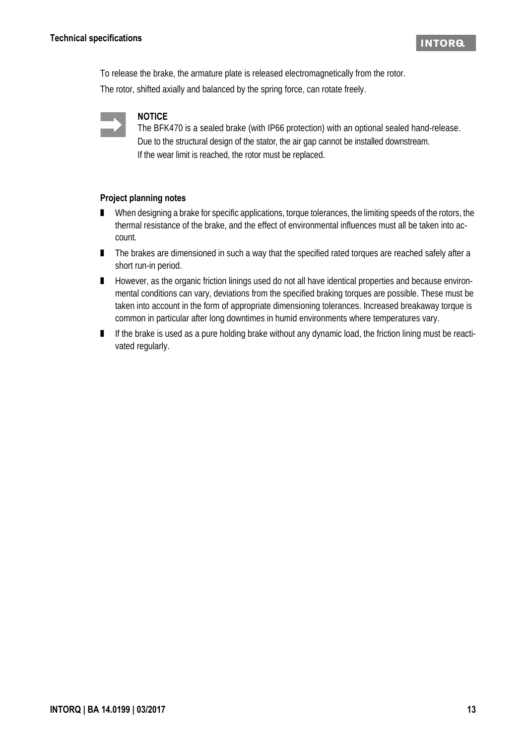To release the brake, the armature plate is released electromagnetically from the rotor.

The rotor, shifted axially and balanced by the spring force, can rotate freely.

**NOTICE**

The BFK470 is a sealed brake (with IP66 protection) with an optional sealed hand-release.
Due to the structural design of the stator, the air gap cannot be installed downstream.
If the wear limit is reached, the rotor must be replaced.

**Project planning notes**

- When designing a brake for specific applications, torque tolerances, the limiting speeds of the rotors, the thermal resistance of the brake, and the effect of environmental influences must all be taken into account.
- The brakes are dimensioned in such a way that the specified rated torques are reached safely after a short run-in period.
- However, as the organic friction linings used do not all have identical properties and because environmental conditions can vary, deviations from the specified braking torques are possible. These must be taken into account in the form of appropriate dimensioning tolerances. Increased breakaway torque is common in particular after long downtimes in humid environments where temperatures vary.
- If the brake is used as a pure holding brake without any dynamic load, the friction lining must be reactivated regularly.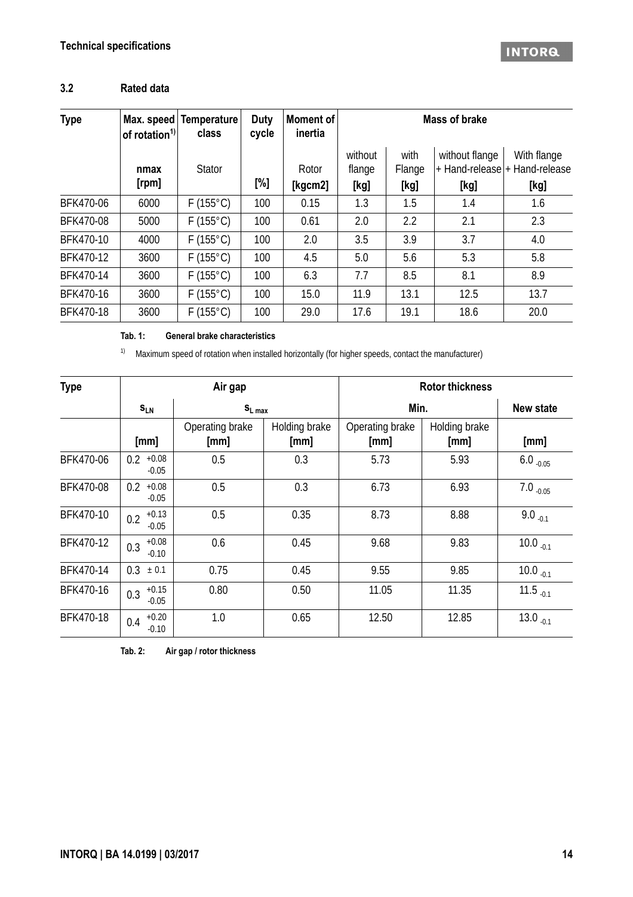### 3.2 Rated data

| Type | Max. speed of rotation[1] | Temperature class | Duty cycle | Moment of inertia | Mass of brake | | | |
|---|---|---|---|---|---|---|---|---|
| | nmax [rpm] | Stator | [%] | Rotor [kgcm2] | without flange [kg] | with Flange [kg] | without flange + Hand-release [kg] | With flange + Hand-release [kg] |
| BFK470-06 | 6000 | F (155°C) | 100 | 0.15 | 1.3 | 1.5 | 1.4 | 1.6 |
| BFK470-08 | 5000 | F (155°C) | 100 | 0.61 | 2.0 | 2.2 | 2.1 | 2.3 |
| BFK470-10 | 4000 | F (155°C) | 100 | 2.0 | 3.5 | 3.9 | 3.7 | 4.0 |
| BFK470-12 | 3600 | F (155°C) | 100 | 4.5 | 5.0 | 5.6 | 5.3 | 5.8 |
| BFK470-14 | 3600 | F (155°C) | 100 | 6.3 | 7.7 | 8.5 | 8.1 | 8.9 |
| BFK470-16 | 3600 | F (155°C) | 100 | 15.0 | 11.9 | 13.1 | 12.5 | 13.7 |
| BFK470-18 | 3600 | F (155°C) | 100 | 29.0 | 17.6 | 19.1 | 18.6 | 20.0 |

**Tab. 1: General brake characteristics**

[1] Maximum speed of rotation when installed horizontally (for higher speeds, contact the manufacturer)

| Type | Air gap | | | Rotor thickness | | |
|---|---|---|---|---|---|---|
| | $s_{LN}$ | $s_{L\,max}$ | | Min. | | New state |
| | [mm] | Operating brake [mm] | Holding brake [mm] | Operating brake [mm] | Holding brake [mm] | [mm] |
| BFK470-06 | $0.2^{+0.08}_{-0.05}$ | 0.5 | 0.3 | 5.73 | 5.93 | $6.0_{-0.05}$ |
| BFK470-08 | $0.2^{+0.08}_{-0.05}$ | 0.5 | 0.3 | 6.73 | 6.93 | $7.0_{-0.05}$ |
| BFK470-10 | $0.2^{+0.13}_{-0.05}$ | 0.5 | 0.35 | 8.73 | 8.88 | $9.0_{-0.1}$ |
| BFK470-12 | $0.3^{+0.08}_{-0.10}$ | 0.6 | 0.45 | 9.68 | 9.83 | $10.0_{-0.1}$ |
| BFK470-14 | $0.3 \pm 0.1$ | 0.75 | 0.45 | 9.55 | 9.85 | $10.0_{-0.1}$ |
| BFK470-16 | $0.3^{+0.15}_{-0.05}$ | 0.80 | 0.50 | 11.05 | 11.35 | $11.5_{-0.1}$ |
| BFK470-18 | $0.4^{+0.20}_{-0.10}$ | 1.0 | 0.65 | 12.50 | 12.85 | $13.0_{-0.1}$ |

**Tab. 2: Air gap / rotor thickness**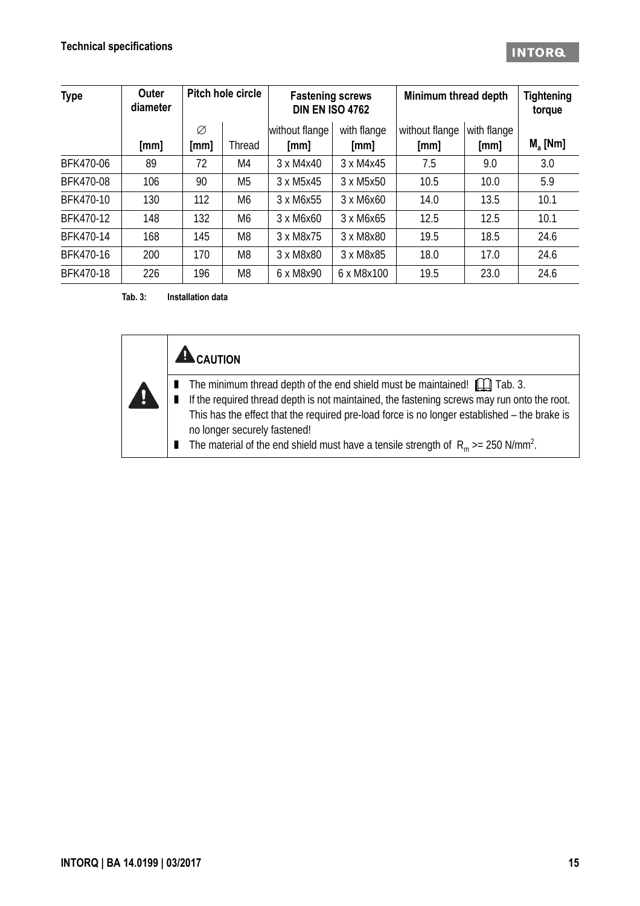| Type | Outer diameter | Pitch hole circle | | Fastening screws DIN EN ISO 4762 | | Minimum thread depth | | Tightening torque |
|---|---|---|---|---|---|---|---|---|
| | [mm] | ∅ [mm] | Thread | without flange [mm] | with flange [mm] | without flange [mm] | with flange [mm] | $M_a$ [Nm] |
| BFK470-06 | 89 | 72 | M4 | 3 x M4x40 | 3 x M4x45 | 7.5 | 9.0 | 3.0 |
| BFK470-08 | 106 | 90 | M5 | 3 x M5x45 | 3 x M5x50 | 10.5 | 10.0 | 5.9 |
| BFK470-10 | 130 | 112 | M6 | 3 x M6x55 | 3 x M6x60 | 14.0 | 13.5 | 10.1 |
| BFK470-12 | 148 | 132 | M6 | 3 x M6x60 | 3 x M6x65 | 12.5 | 12.5 | 10.1 |
| BFK470-14 | 168 | 145 | M8 | 3 x M8x75 | 3 x M8x80 | 19.5 | 18.5 | 24.6 |
| BFK470-16 | 200 | 170 | M8 | 3 x M8x80 | 3 x M8x85 | 18.0 | 17.0 | 24.6 |
| BFK470-18 | 226 | 196 | M8 | 6 x M8x90 | 6 x M8x100 | 19.5 | 23.0 | 24.6 |

**Tab. 3: Installation data**

**CAUTION**

- The minimum thread depth of the end shield must be maintained! Tab. 3.
- If the required thread depth is not maintained, the fastening screws may run onto the root. This has the effect that the required pre-load force is no longer established – the brake is no longer securely fastened!
- The material of the end shield must have a tensile strength of $R_m >= 250$ N/mm$^2$.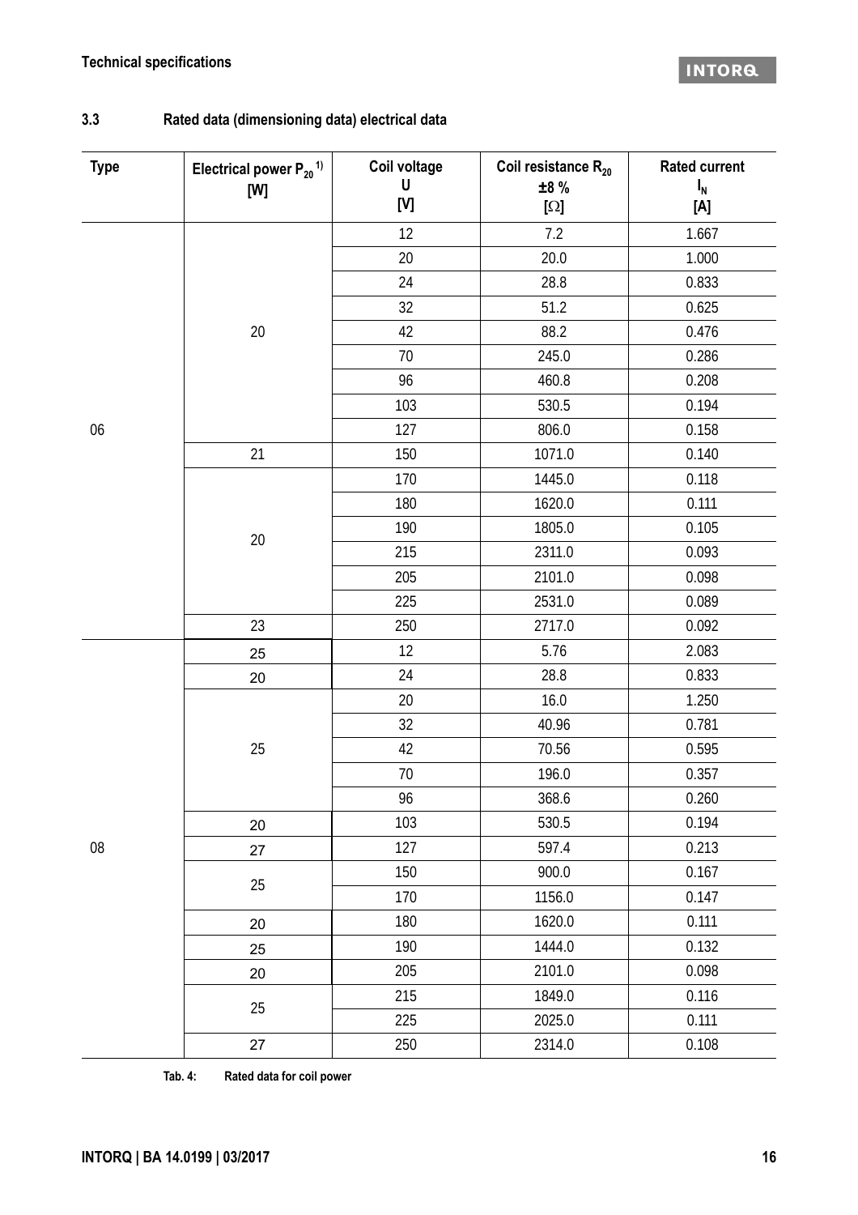## 3.3 Rated data (dimensioning data) electrical data

| Type | Electrical power $P_{20}$ [1)] [W] | Coil voltage U [V] | Coil resistance $R_{20}$ ±8 % [Ω] | Rated current $I_N$ [A] |
|---|---|---|---|---|
| 06 | 20 | 12 | 7.2 | 1.667 |
| | | 20 | 20.0 | 1.000 |
| | | 24 | 28.8 | 0.833 |
| | | 32 | 51.2 | 0.625 |
| | | 42 | 88.2 | 0.476 |
| | | 70 | 245.0 | 0.286 |
| | | 96 | 460.8 | 0.208 |
| | | 103 | 530.5 | 0.194 |
| | | 127 | 806.0 | 0.158 |
| | 21 | 150 | 1071.0 | 0.140 |
| | 20 | 170 | 1445.0 | 0.118 |
| | | 180 | 1620.0 | 0.111 |
| | | 190 | 1805.0 | 0.105 |
| | | 215 | 2311.0 | 0.093 |
| | | 205 | 2101.0 | 0.098 |
| | | 225 | 2531.0 | 0.089 |
| | 23 | 250 | 2717.0 | 0.092 |
| 08 | 25 | 12 | 5.76 | 2.083 |
| | 20 | 24 | 28.8 | 0.833 |
| | 25 | 20 | 16.0 | 1.250 |
| | | 32 | 40.96 | 0.781 |
| | | 42 | 70.56 | 0.595 |
| | | 70 | 196.0 | 0.357 |
| | | 96 | 368.6 | 0.260 |
| | 20 | 103 | 530.5 | 0.194 |
| | 27 | 127 | 597.4 | 0.213 |
| | 25 | 150 | 900.0 | 0.167 |
| | | 170 | 1156.0 | 0.147 |
| | 20 | 180 | 1620.0 | 0.111 |
| | 25 | 190 | 1444.0 | 0.132 |
| | 20 | 205 | 2101.0 | 0.098 |
| | 25 | 215 | 1849.0 | 0.116 |
| | | 225 | 2025.0 | 0.111 |
| | 27 | 250 | 2314.0 | 0.108 |

Tab. 4: Rated data for coil power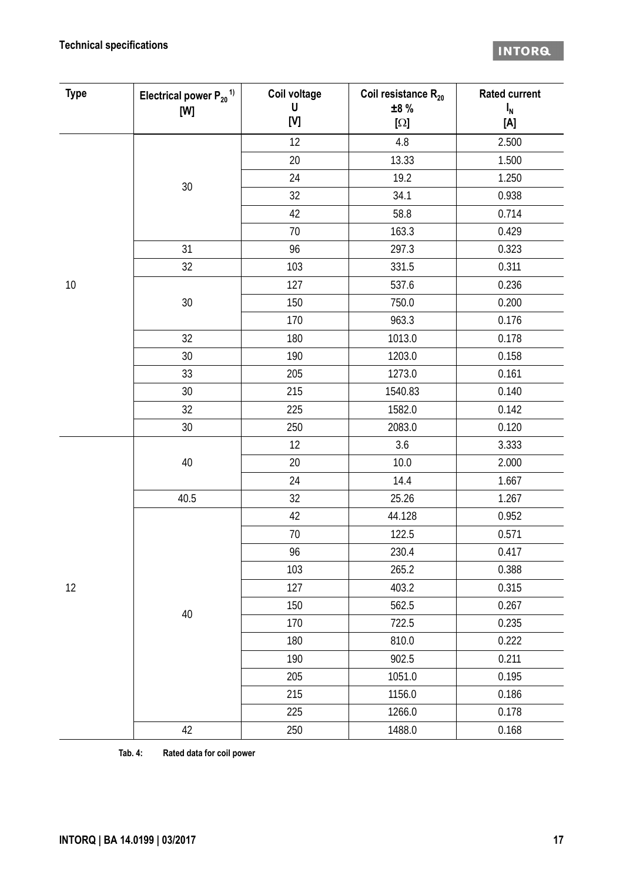| Type | Electrical power $P_{20}$ [1) ] [W] | Coil voltage U [V] | Coil resistance $R_{20}$ ±8 % [Ω] | Rated current $I_N$ [A] |
|---|---|---|---|---|
| 10 | 30 | 12 | 4.8 | 2.500 |
| | | 20 | 13.33 | 1.500 |
| | | 24 | 19.2 | 1.250 |
| | | 32 | 34.1 | 0.938 |
| | | 42 | 58.8 | 0.714 |
| | | 70 | 163.3 | 0.429 |
| | 31 | 96 | 297.3 | 0.323 |
| | 32 | 103 | 331.5 | 0.311 |
| | 30 | 127 | 537.6 | 0.236 |
| | | 150 | 750.0 | 0.200 |
| | | 170 | 963.3 | 0.176 |
| | 32 | 180 | 1013.0 | 0.178 |
| | 30 | 190 | 1203.0 | 0.158 |
| | 33 | 205 | 1273.0 | 0.161 |
| | 30 | 215 | 1540.83 | 0.140 |
| | 32 | 225 | 1582.0 | 0.142 |
| | 30 | 250 | 2083.0 | 0.120 |
| 12 | 40 | 12 | 3.6 | 3.333 |
| | | 20 | 10.0 | 2.000 |
| | | 24 | 14.4 | 1.667 |
| | 40.5 | 32 | 25.26 | 1.267 |
| | 40 | 42 | 44.128 | 0.952 |
| | | 70 | 122.5 | 0.571 |
| | | 96 | 230.4 | 0.417 |
| | | 103 | 265.2 | 0.388 |
| | | 127 | 403.2 | 0.315 |
| | | 150 | 562.5 | 0.267 |
| | | 170 | 722.5 | 0.235 |
| | | 180 | 810.0 | 0.222 |
| | | 190 | 902.5 | 0.211 |
| | | 205 | 1051.0 | 0.195 |
| | | 215 | 1156.0 | 0.186 |
| | | 225 | 1266.0 | 0.178 |
| | 42 | 250 | 1488.0 | 0.168 |

**Tab. 4: Rated data for coil power**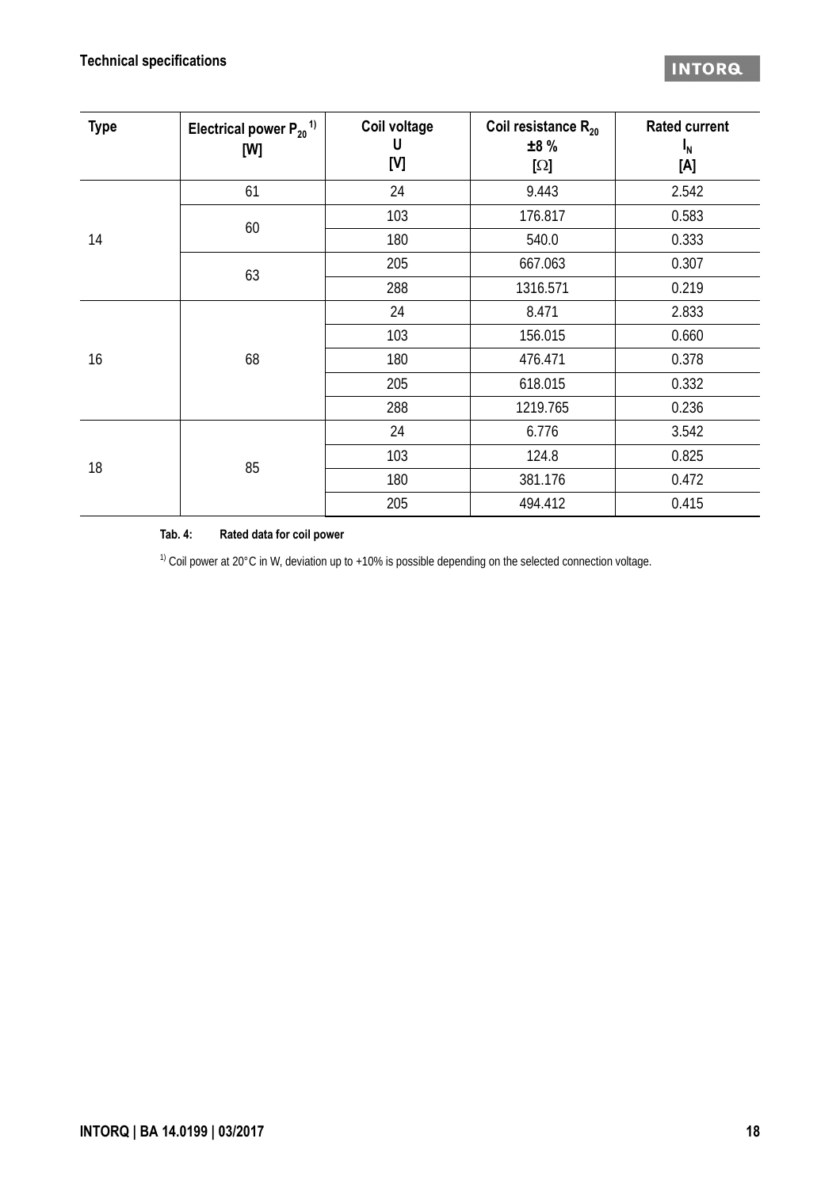| Type | Electrical power $P_{20}$ [1)] [W] | Coil voltage U [V] | Coil resistance $R_{20}$ ±8 % [Ω] | Rated current $I_N$ [A] |
|---|---|---|---|---|
| 14 | 61 | 24 | 9.443 | 2.542 |
| | 60 | 103 | 176.817 | 0.583 |
| | | 180 | 540.0 | 0.333 |
| | 63 | 205 | 667.063 | 0.307 |
| | | 288 | 1316.571 | 0.219 |
| 16 | 68 | 24 | 8.471 | 2.833 |
| | | 103 | 156.015 | 0.660 |
| | | 180 | 476.471 | 0.378 |
| | | 205 | 618.015 | 0.332 |
| | | 288 | 1219.765 | 0.236 |
| 18 | 85 | 24 | 6.776 | 3.542 |
| | | 103 | 124.8 | 0.825 |
| | | 180 | 381.176 | 0.472 |
| | | 205 | 494.412 | 0.415 |

**Tab. 4: Rated data for coil power**

[1)] Coil power at 20°C in W, deviation up to +10% is possible depending on the selected connection voltage.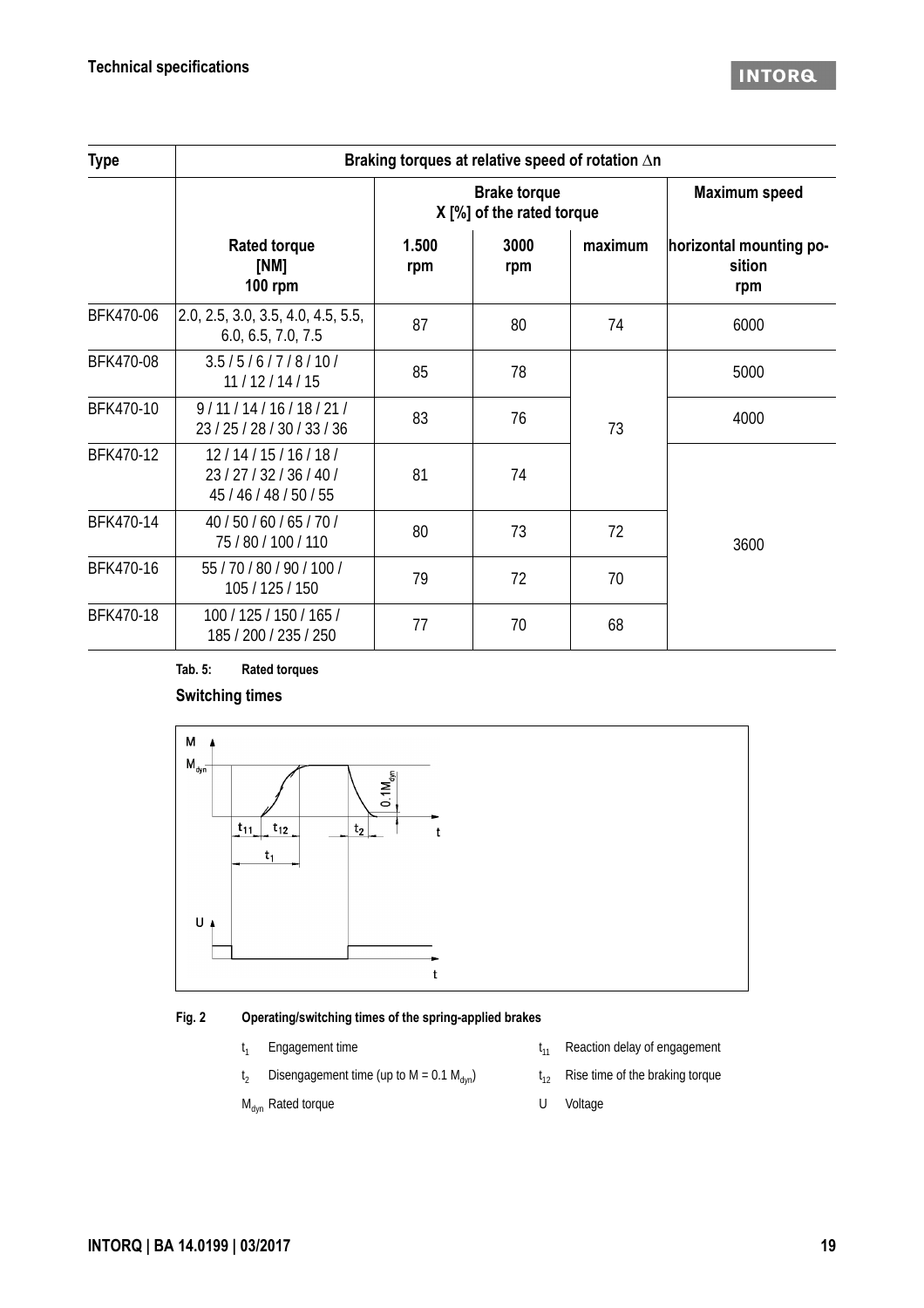| Type | Braking torques at relative speed of rotation $\Delta n$ | | | | |
|---|---|---|---|---|---|
| | | Brake torque X [%] of the rated torque | | | Maximum speed |
| | Rated torque [NM] 100 rpm | 1.500 rpm | 3000 rpm | maximum | horizontal mounting position rpm |
| BFK470-06 | 2.0, 2.5, 3.0, 3.5, 4.0, 4.5, 5.5, 6.0, 6.5, 7.0, 7.5 | 87 | 80 | 74 | 6000 |
| BFK470-08 | 3.5 / 5 / 6 / 7 / 8 / 10 / 11 / 12 / 14 / 15 | 85 | 78 | 73 | 5000 |
| BFK470-10 | 9 / 11 / 14 / 16 / 18 / 21 / 23 / 25 / 28 / 30 / 33 / 36 | 83 | 76 | 73 | 4000 |
| BFK470-12 | 12 / 14 / 15 / 16 / 18 / 23 / 27 / 32 / 36 / 40 / 45 / 46 / 48 / 50 / 55 | 81 | 74 | 73 | 3600 |
| BFK470-14 | 40 / 50 / 60 / 65 / 70 / 75 / 80 / 100 / 110 | 80 | 73 | 72 | 3600 |
| BFK470-16 | 55 / 70 / 80 / 90 / 100 / 105 / 125 / 150 | 79 | 72 | 70 | 3600 |
| BFK470-18 | 100 / 125 / 150 / 165 / 185 / 200 / 235 / 250 | 77 | 70 | 68 | 3600 |

**Tab. 5: Rated torques**

**Switching times**

**Fig. 2 Operating/switching times of the spring-applied brakes**

- $t_1$ Engagement time
- $t_2$ Disengagement time (up to $M = 0.1\ M_{dyn}$)
- $M_{dyn}$ Rated torque
- $t_{11}$ Reaction delay of engagement
- $t_{12}$ Rise time of the braking torque
- U Voltage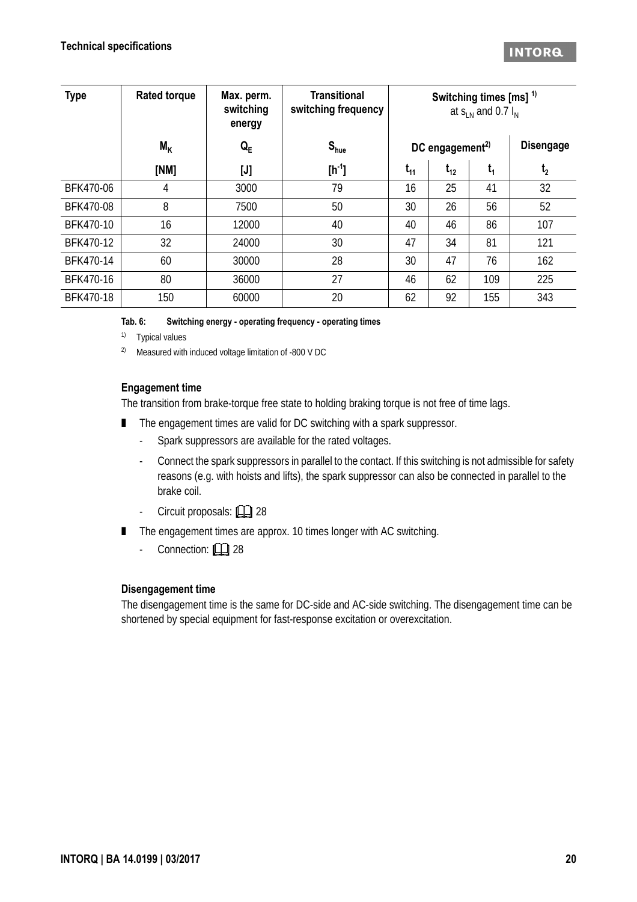| Type | Rated torque | Max. perm. switching energy | Transitional switching frequency | Switching times [ms] [1] at $s_{LN}$ and 0.7 $I_N$ | | | |
|---|---|---|---|---|---|---|---|
| | $M_K$ | $Q_E$ | $S_{hue}$ | DC engagement[2] | | | Disengage |
| | [NM] | [J] | [$h^{-1}$] | $t_{11}$ | $t_{12}$ | $t_1$ | $t_2$ |
| BFK470-06 | 4 | 3000 | 79 | 16 | 25 | 41 | 32 |
| BFK470-08 | 8 | 7500 | 50 | 30 | 26 | 56 | 52 |
| BFK470-10 | 16 | 12000 | 40 | 40 | 46 | 86 | 107 |
| BFK470-12 | 32 | 24000 | 30 | 47 | 34 | 81 | 121 |
| BFK470-14 | 60 | 30000 | 28 | 30 | 47 | 76 | 162 |
| BFK470-16 | 80 | 36000 | 27 | 46 | 62 | 109 | 225 |
| BFK470-18 | 150 | 60000 | 20 | 62 | 92 | 155 | 343 |

**Tab. 6: Switching energy - operating frequency - operating times**

[1] Typical values

[2] Measured with induced voltage limitation of -800 V DC

### Engagement time

The transition from brake-torque free state to holding braking torque is not free of time lags.

- The engagement times are valid for DC switching with a spark suppressor.
  - Spark suppressors are available for the rated voltages.
  - Connect the spark suppressors in parallel to the contact. If this switching is not admissible for safety reasons (e.g. with hoists and lifts), the spark suppressor can also be connected in parallel to the brake coil.
  - Circuit proposals: 📖 28
- The engagement times are approx. 10 times longer with AC switching.
  - Connection: 📖 28

### Disengagement time

The disengagement time is the same for DC-side and AC-side switching. The disengagement time can be shortened by special equipment for fast-response excitation or overexcitation.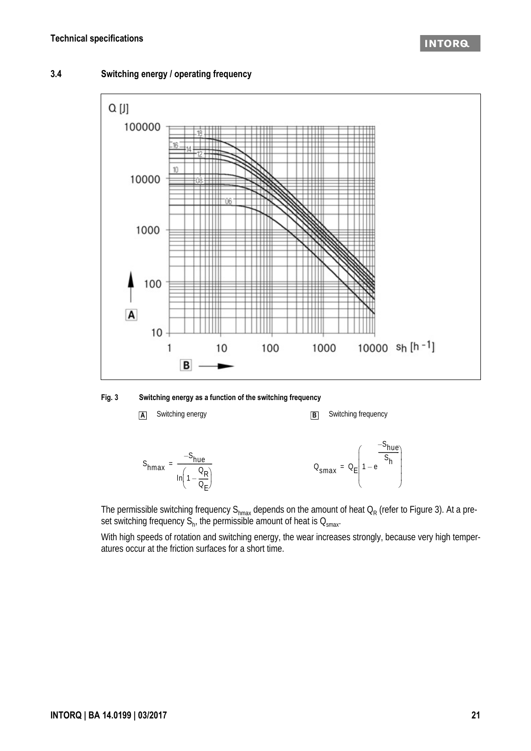## 3.4 Switching energy / operating frequency

Fig. 3 Switching energy as a function of the switching frequency

A Switching energy

B Switching frequency

$$S_{hmax} = \frac{-S_{hue}}{\ln\left(1 - \frac{Q_R}{Q_E}\right)}$$

$$Q_{smax} = Q_E\left(1 - e^{\frac{-S_{hue}}{S_h}}\right)$$

The permissible switching frequency $S_{hmax}$ depends on the amount of heat $Q_R$ (refer to Figure 3). At a preset switching frequency $S_h$, the permissible amount of heat is $Q_{smax}$.

With high speeds of rotation and switching energy, the wear increases strongly, because very high temperatures occur at the friction surfaces for a short time.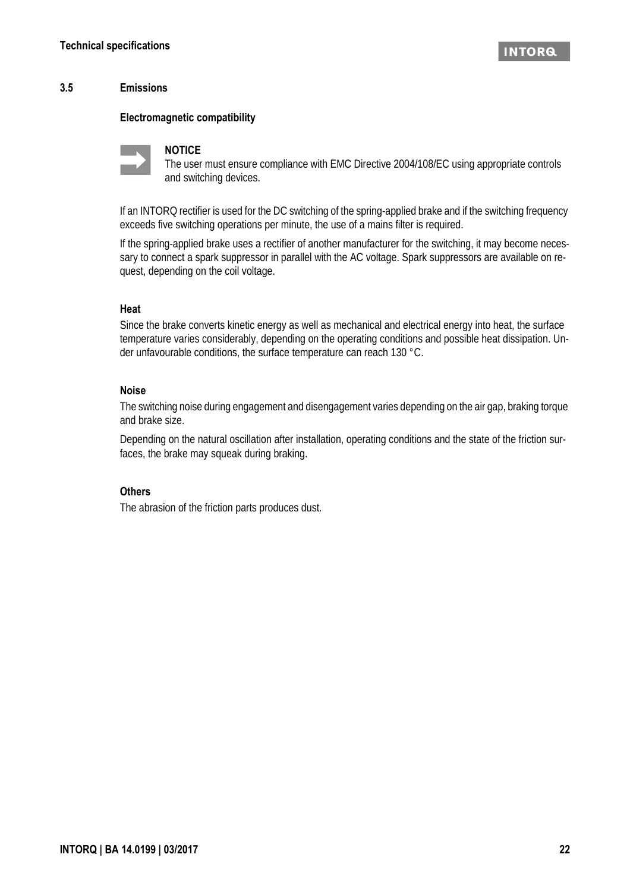## 3.5 Emissions

### Electromagnetic compatibility

**NOTICE**
The user must ensure compliance with EMC Directive 2004/108/EC using appropriate controls and switching devices.

If an INTORQ rectifier is used for the DC switching of the spring-applied brake and if the switching frequency exceeds five switching operations per minute, the use of a mains filter is required.

If the spring-applied brake uses a rectifier of another manufacturer for the switching, it may become necessary to connect a spark suppressor in parallel with the AC voltage. Spark suppressors are available on request, depending on the coil voltage.

### Heat

Since the brake converts kinetic energy as well as mechanical and electrical energy into heat, the surface temperature varies considerably, depending on the operating conditions and possible heat dissipation. Under unfavourable conditions, the surface temperature can reach 130 °C.

### Noise

The switching noise during engagement and disengagement varies depending on the air gap, braking torque and brake size.

Depending on the natural oscillation after installation, operating conditions and the state of the friction surfaces, the brake may squeak during braking.

### Others

The abrasion of the friction parts produces dust.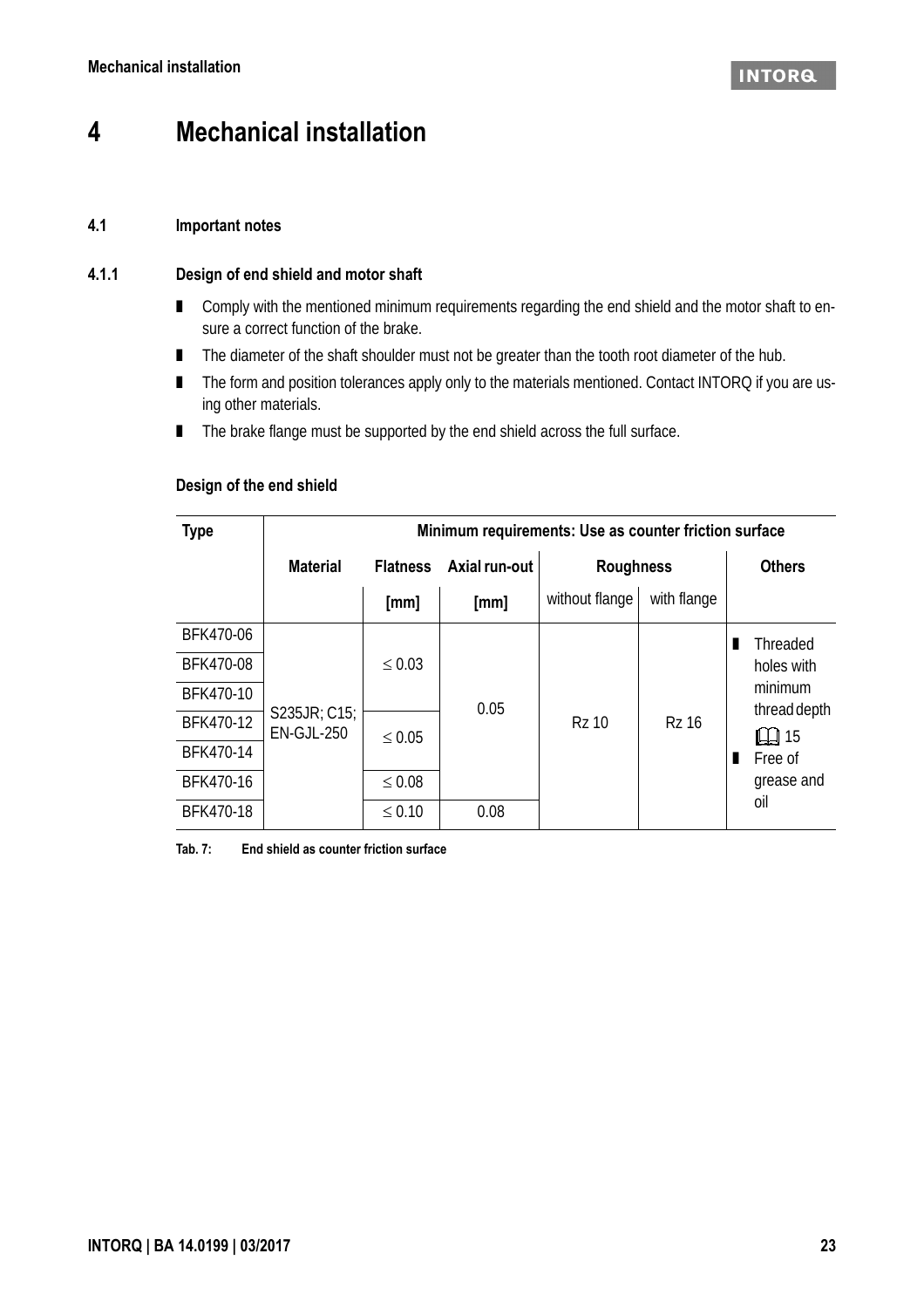# 4 Mechanical installation

## 4.1 Important notes

### 4.1.1 Design of end shield and motor shaft

- Comply with the mentioned minimum requirements regarding the end shield and the motor shaft to ensure a correct function of the brake.
- The diameter of the shaft shoulder must not be greater than the tooth root diameter of the hub.
- The form and position tolerances apply only to the materials mentioned. Contact INTORQ if you are using other materials.
- The brake flange must be supported by the end shield across the full surface.

**Design of the end shield**

| Type | Minimum requirements: Use as counter friction surface | | | | | |
|---|---|---|---|---|---|---|
| | Material | Flatness | Axial run-out | Roughness | | Others |
| | | [mm] | [mm] | without flange | with flange | |
| BFK470-06 | S235JR; C15; EN-GJL-250 | ≤ 0.03 | 0.05 | Rz 10 | Rz 16 | Threaded holes with minimum thread depth 📖 15; Free of grease and oil |
| BFK470-08 | | ≤ 0.03 | 0.05 | Rz 10 | Rz 16 | |
| BFK470-10 | | ≤ 0.03 | 0.05 | Rz 10 | Rz 16 | |
| BFK470-12 | | ≤ 0.05 | 0.05 | Rz 10 | Rz 16 | |
| BFK470-14 | | ≤ 0.05 | 0.05 | Rz 10 | Rz 16 | |
| BFK470-16 | | ≤ 0.08 | 0.05 | Rz 10 | Rz 16 | |
| BFK470-18 | | ≤ 0.10 | 0.08 | Rz 10 | Rz 16 | |

Tab. 7: End shield as counter friction surface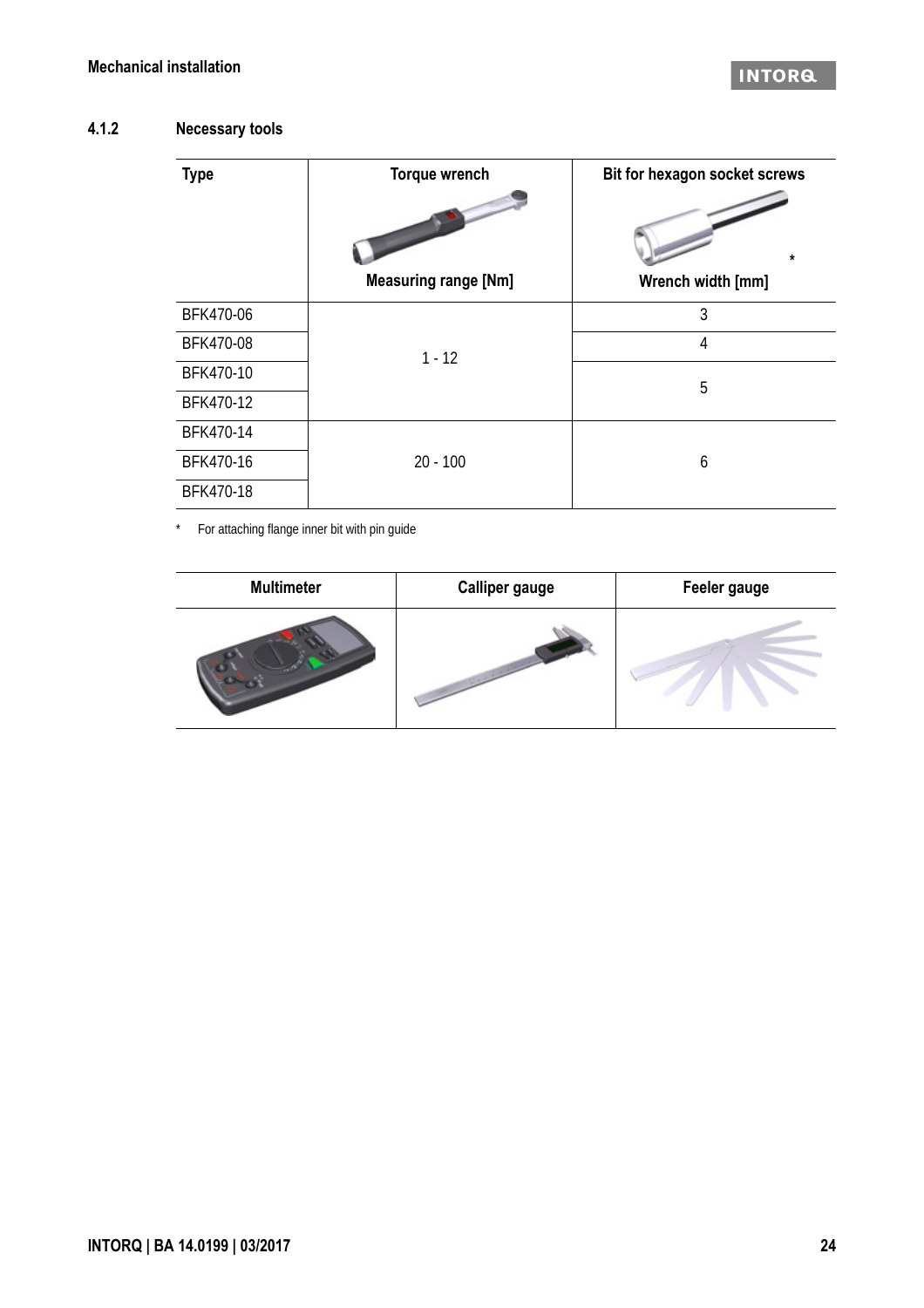### 4.1.2 Necessary tools

| Type | Torque wrench<br>Measuring range [Nm] | Bit for hexagon socket screws *<br>Wrench width [mm] |
|---|---|---|
| BFK470-06 | 1 - 12 | 3 |
| BFK470-08 | | 4 |
| BFK470-10 | | 5 |
| BFK470-12 | | |
| BFK470-14 | 20 - 100 | 6 |
| BFK470-16 | | |
| BFK470-18 | | |

\* For attaching flange inner bit with pin guide

| Multimeter | Calliper gauge | Feeler gauge |
|---|---|---|
| | | |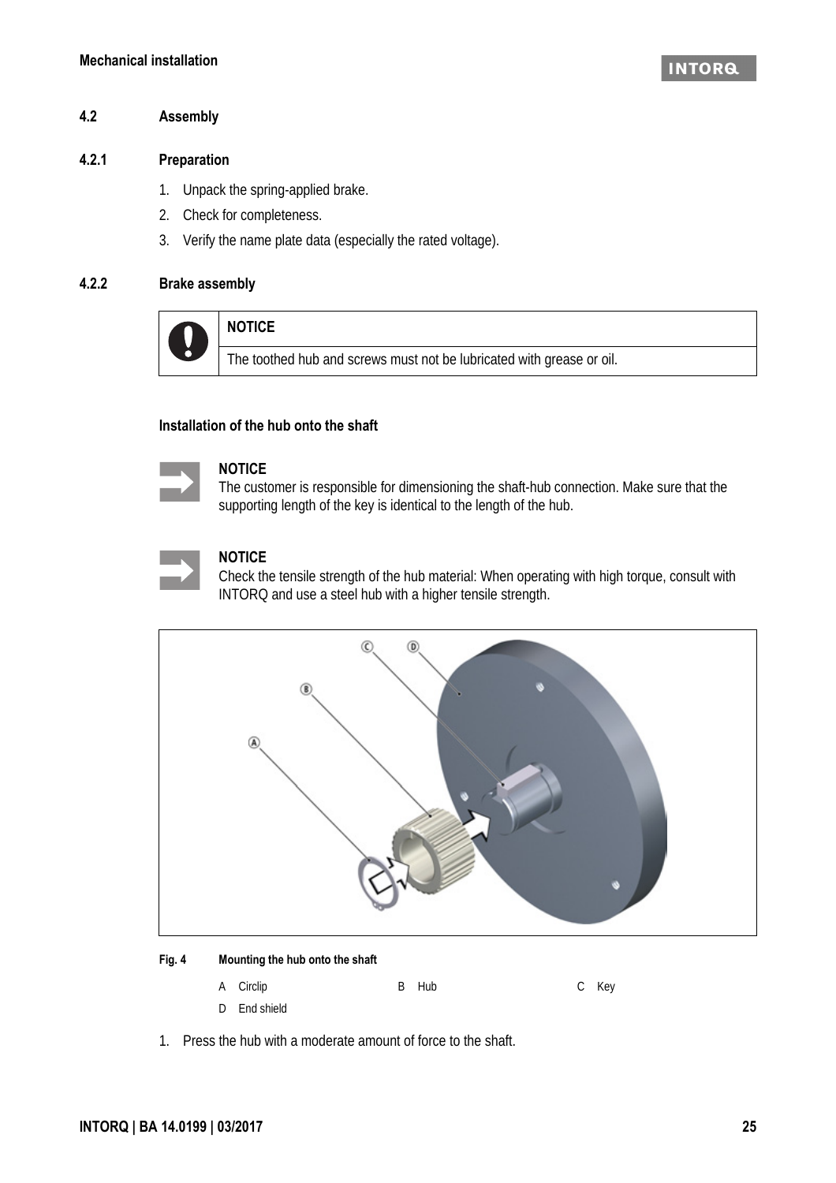## 4.2 Assembly

### 4.2.1 Preparation

1. Unpack the spring-applied brake.
2. Check for completeness.
3. Verify the name plate data (especially the rated voltage).

### 4.2.2 Brake assembly

| NOTICE |
| --- |
| The toothed hub and screws must not be lubricated with grease or oil. |

#### Installation of the hub onto the shaft

**NOTICE**
The customer is responsible for dimensioning the shaft-hub connection. Make sure that the supporting length of the key is identical to the length of the hub.

**NOTICE**
Check the tensile strength of the hub material: When operating with high torque, consult with INTORQ and use a steel hub with a higher tensile strength.

**Fig. 4 Mounting the hub onto the shaft**

A Circlip
B Hub
C Key
D End shield

1. Press the hub with a moderate amount of force to the shaft.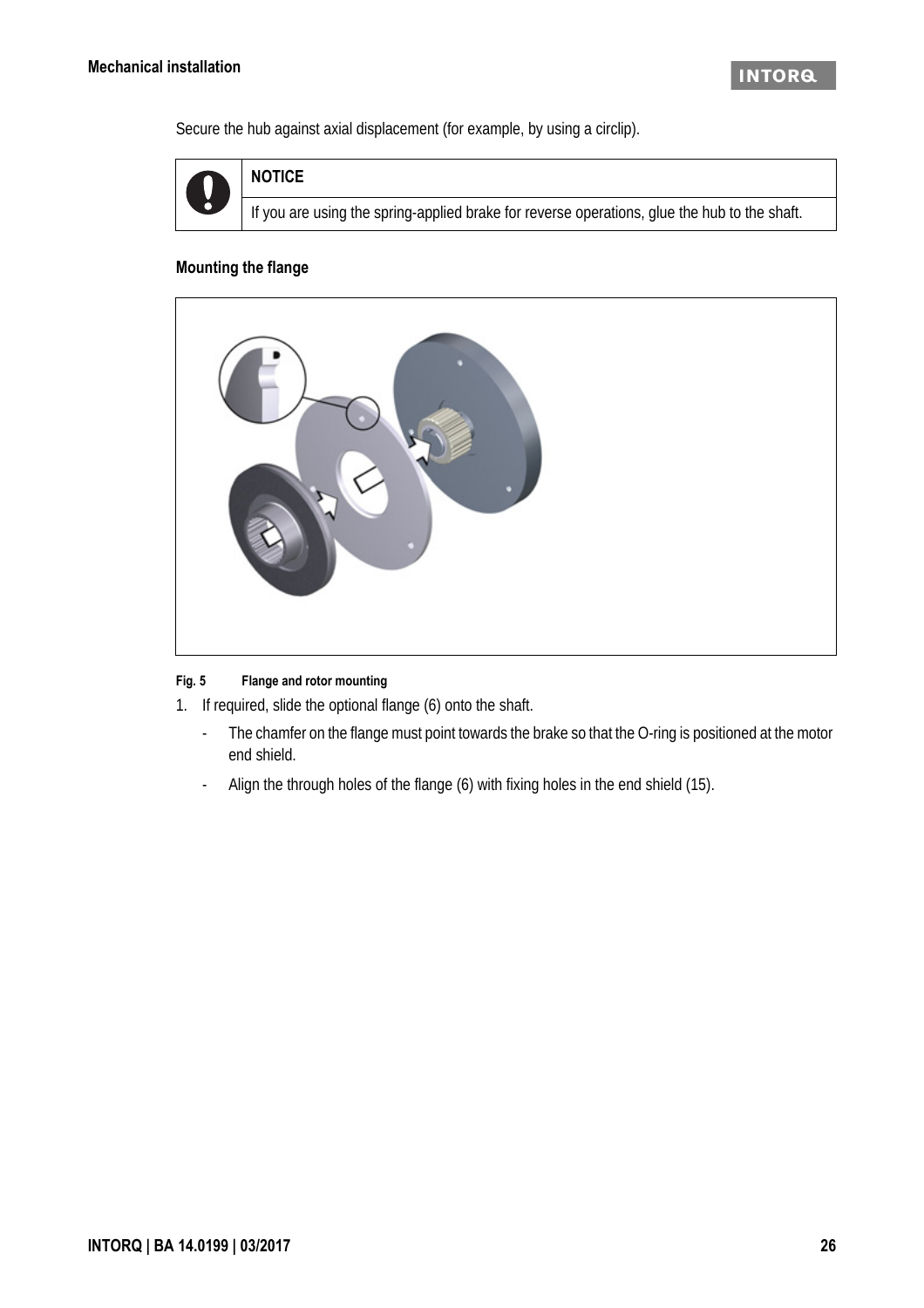Secure the hub against axial displacement (for example, by using a circlip).

| NOTICE |
| --- |
| If you are using the spring-applied brake for reverse operations, glue the hub to the shaft. |

### Mounting the flange

Fig. 5 Flange and rotor mounting

1. If required, slide the optional flange (6) onto the shaft.
   - The chamfer on the flange must point towards the brake so that the O-ring is positioned at the motor end shield.
   - Align the through holes of the flange (6) with fixing holes in the end shield (15).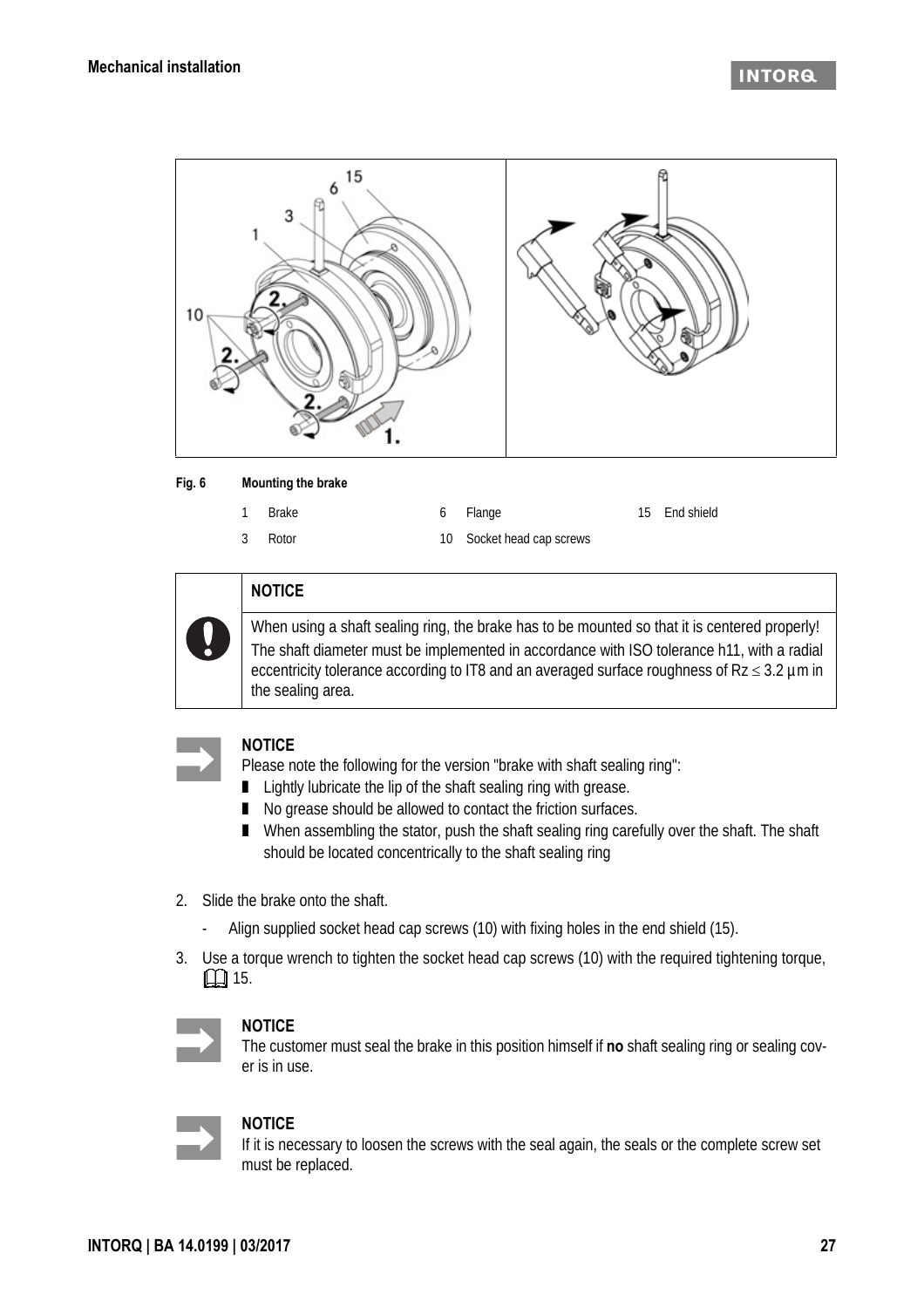**Fig. 6** **Mounting the brake**

| | | | | | |
|---|---|---|---|---|---|
| 1 | Brake | 6 | Flange | 15 | End shield |
| 3 | Rotor | 10 | Socket head cap screws | | |

**NOTICE**

When using a shaft sealing ring, the brake has to be mounted so that it is centered properly!

The shaft diameter must be implemented in accordance with ISO tolerance h11, with a radial eccentricity tolerance according to IT8 and an averaged surface roughness of Rz ≤ 3.2 µm in the sealing area.

**NOTICE**

Please note the following for the version "brake with shaft sealing ring":

- Lightly lubricate the lip of the shaft sealing ring with grease.
- No grease should be allowed to contact the friction surfaces.
- When assembling the stator, push the shaft sealing ring carefully over the shaft. The shaft should be located concentrically to the shaft sealing ring

2. Slide the brake onto the shaft.
   - Align supplied socket head cap screws (10) with fixing holes in the end shield (15).
3. Use a torque wrench to tighten the socket head cap screws (10) with the required tightening torque, 15.

**NOTICE**

The customer must seal the brake in this position himself if **no** shaft sealing ring or sealing cover is in use.

**NOTICE**

If it is necessary to loosen the screws with the seal again, the seals or the complete screw set must be replaced.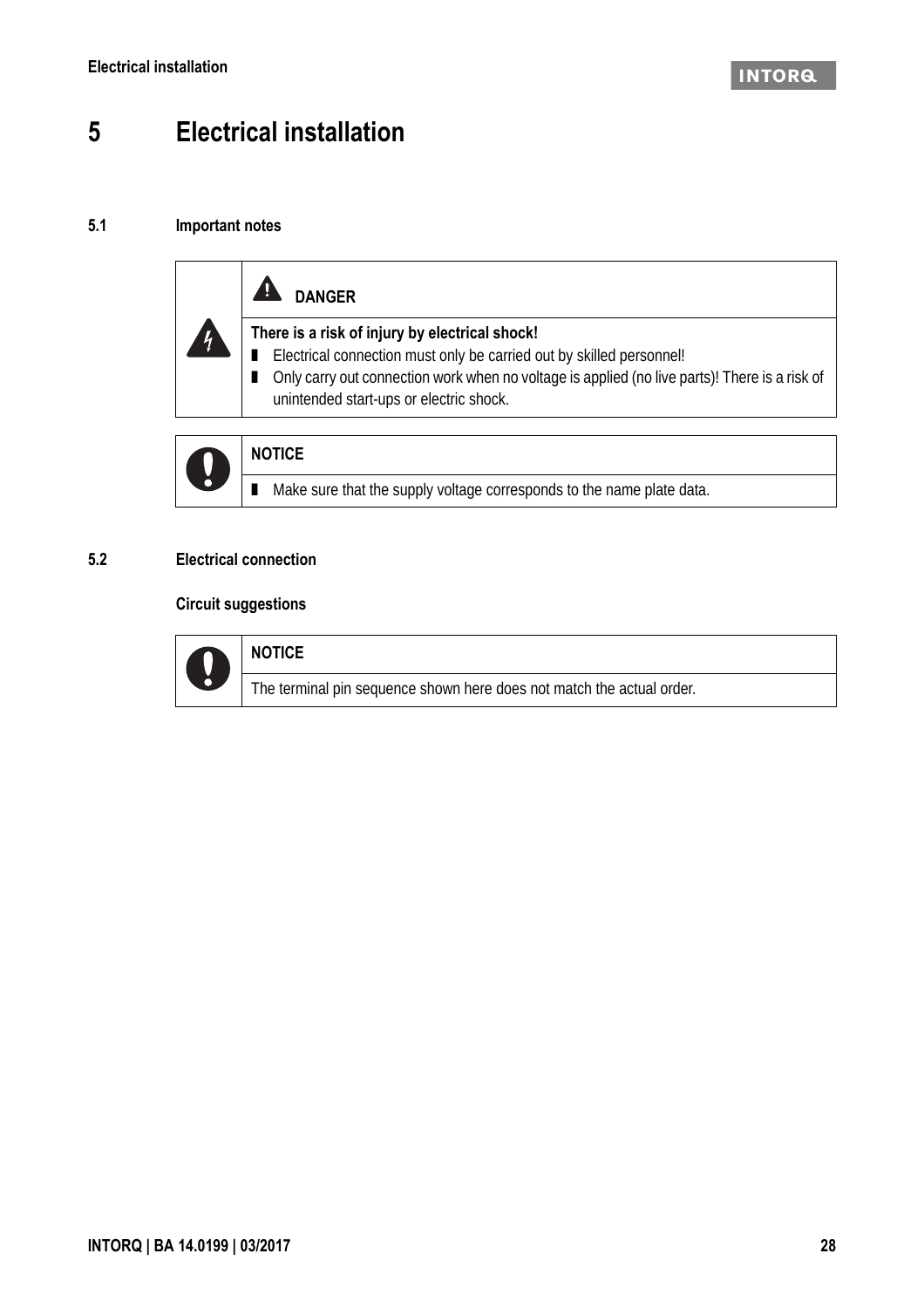# 5 Electrical installation

## 5.1 Important notes

> **DANGER**
>
> **There is a risk of injury by electrical shock!**
>
> - Electrical connection must only be carried out by skilled personnel!
> - Only carry out connection work when no voltage is applied (no live parts)! There is a risk of unintended start-ups or electric shock.

> **NOTICE**
>
> - Make sure that the supply voltage corresponds to the name plate data.

## 5.2 Electrical connection

### Circuit suggestions

> **NOTICE**
>
> The terminal pin sequence shown here does not match the actual order.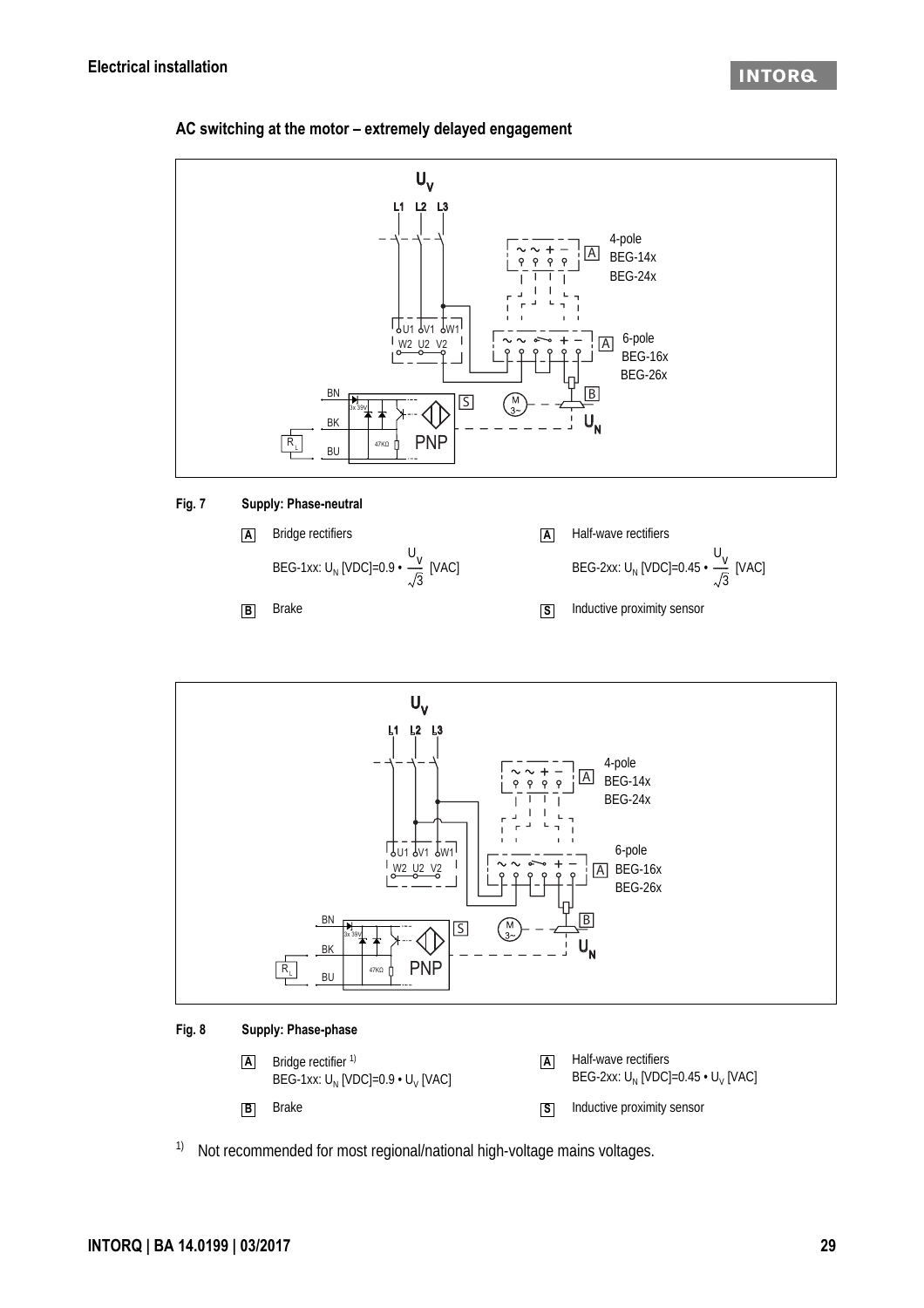## AC switching at the motor – extremely delayed engagement

**Fig. 7 Supply: Phase-neutral**

| | | | |
|---|---|---|---|
| **A** | Bridge rectifiers<br>BEG-1xx: $U_N$ [VDC]=0.9 • $\frac{U_V}{\sqrt{3}}$ [VAC] | **A** | Half-wave rectifiers<br>BEG-2xx: $U_N$ [VDC]=0.45 • $\frac{U_V}{\sqrt{3}}$ [VAC] |
| **B** | Brake | **S** | Inductive proximity sensor |

**Fig. 8 Supply: Phase-phase**

| | | | |
|---|---|---|---|
| **A** | Bridge rectifier [1)]<br>BEG-1xx: $U_N$ [VDC]=0.9 • $U_V$ [VAC] | **A** | Half-wave rectifiers<br>BEG-2xx: $U_N$ [VDC]=0.45 • $U_V$ [VAC] |
| **B** | Brake | **S** | Inductive proximity sensor |

[1)] Not recommended for most regional/national high-voltage mains voltages.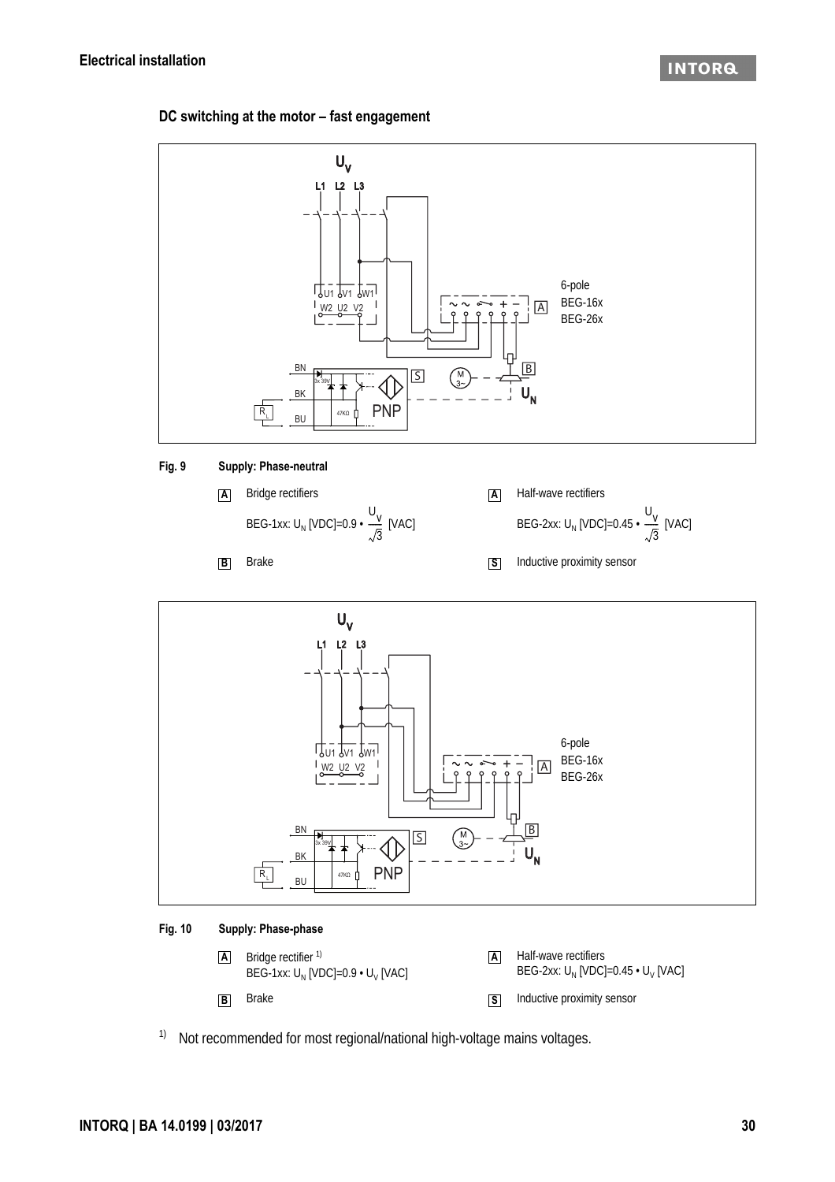## DC switching at the motor – fast engagement

**Fig. 9 Supply: Phase-neutral**

| | | | |
|---|---|---|---|
| A | Bridge rectifiers<br>BEG-1xx: $U_N$ [VDC]=0.9 • $\frac{U_V}{\sqrt{3}}$ [VAC] | A | Half-wave rectifiers<br>BEG-2xx: $U_N$ [VDC]=0.45 • $\frac{U_V}{\sqrt{3}}$ [VAC] |
| B | Brake | S | Inductive proximity sensor |

**Fig. 10 Supply: Phase-phase**

| | | | |
|---|---|---|---|
| A | Bridge rectifier [1)]<br>BEG-1xx: $U_N$ [VDC]=0.9 • $U_V$ [VAC] | A | Half-wave rectifiers<br>BEG-2xx: $U_N$ [VDC]=0.45 • $U_V$ [VAC] |
| B | Brake | S | Inductive proximity sensor |

1) Not recommended for most regional/national high-voltage mains voltages.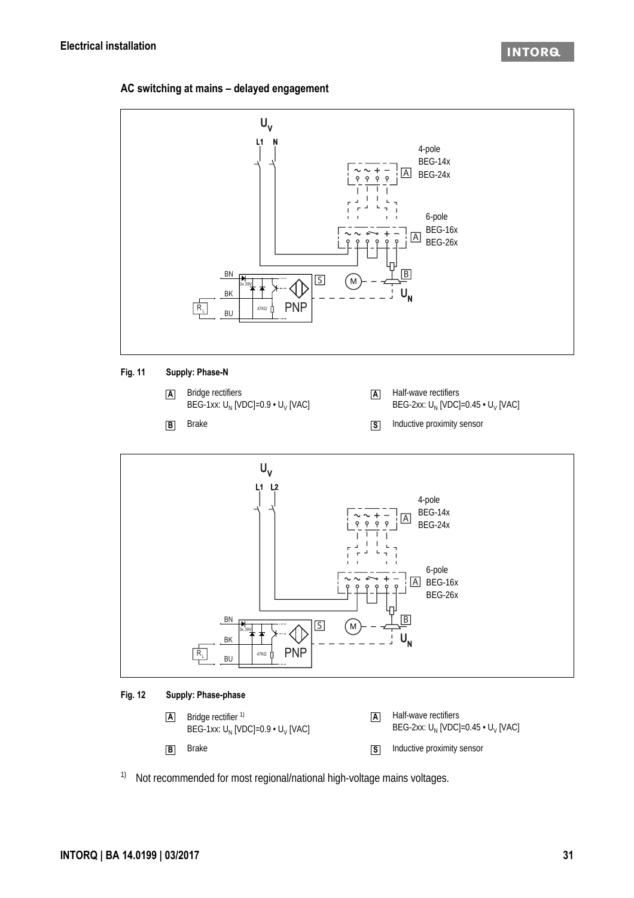## AC switching at mains – delayed engagement

**Fig. 11 Supply: Phase-N**

| | | | |
|---|---|---|---|
| **A** | Bridge rectifiers<br>BEG-1xx: $U_N$ [VDC]=0.9 • $U_V$ [VAC] | **A** | Half-wave rectifiers<br>BEG-2xx: $U_N$ [VDC]=0.45 • $U_V$ [VAC] |
| **B** | Brake | **S** | Inductive proximity sensor |

**Fig. 12 Supply: Phase-phase**

| | | | |
|---|---|---|---|
| **A** | Bridge rectifier [1]<br>BEG-1xx: $U_N$ [VDC]=0.9 • $U_V$ [VAC] | **A** | Half-wave rectifiers<br>BEG-2xx: $U_N$ [VDC]=0.45 • $U_V$ [VAC] |
| **B** | Brake | **S** | Inductive proximity sensor |

[1] Not recommended for most regional/national high-voltage mains voltages.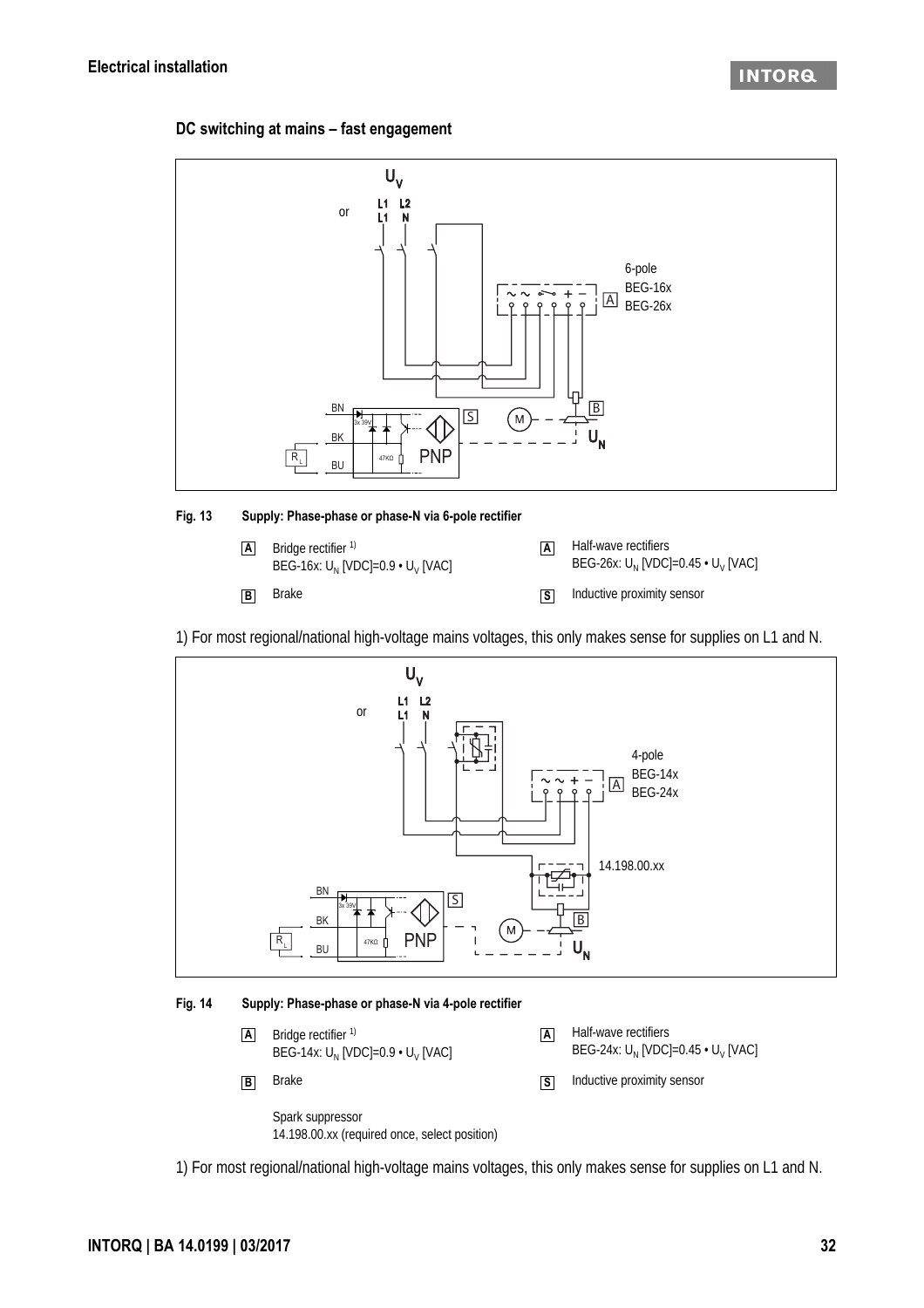### DC switching at mains – fast engagement

**Fig. 13 Supply: Phase-phase or phase-N via 6-pole rectifier**

| | | | |
|---|---|---|---|
| A | Bridge rectifier [1]<br>BEG-16x: $U_N$ [VDC]=0.9 • $U_V$ [VAC] | A | Half-wave rectifiers<br>BEG-26x: $U_N$ [VDC]=0.45 • $U_V$ [VAC] |
| B | Brake | S | Inductive proximity sensor |

1) For most regional/national high-voltage mains voltages, this only makes sense for supplies on L1 and N.

**Fig. 14 Supply: Phase-phase or phase-N via 4-pole rectifier**

| | | | |
|---|---|---|---|
| A | Bridge rectifier [1]<br>BEG-14x: $U_N$ [VDC]=0.9 • $U_V$ [VAC] | A | Half-wave rectifiers<br>BEG-24x: $U_N$ [VDC]=0.45 • $U_V$ [VAC] |
| B | Brake | S | Inductive proximity sensor |
| | Spark suppressor<br>14.198.00.xx (required once, select position) | | |

1) For most regional/national high-voltage mains voltages, this only makes sense for supplies on L1 and N.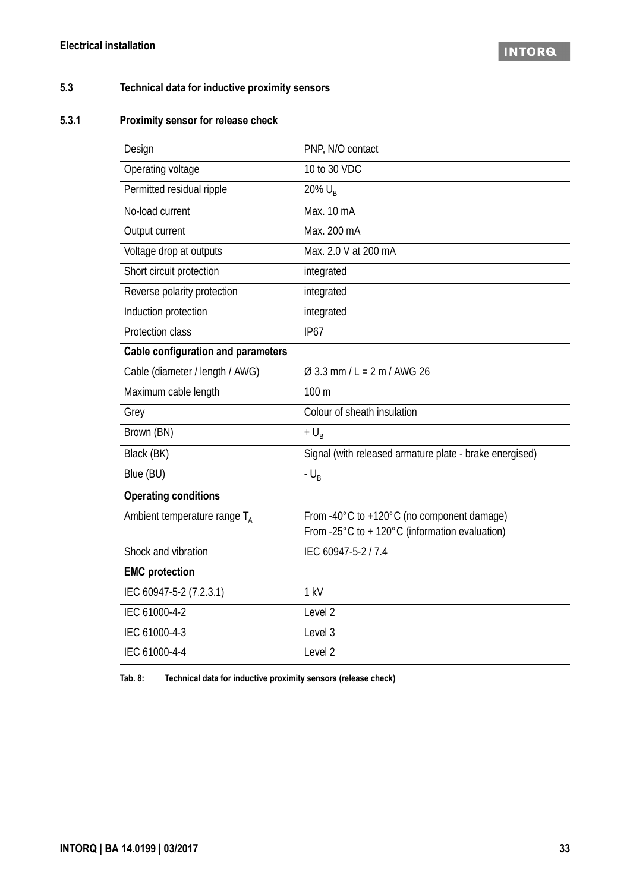## 5.3 Technical data for inductive proximity sensors

### 5.3.1 Proximity sensor for release check

| Design | PNP, N/O contact |
|---|---|
| Operating voltage | 10 to 30 VDC |
| Permitted residual ripple | 20% $U_B$ |
| No-load current | Max. 10 mA |
| Output current | Max. 200 mA |
| Voltage drop at outputs | Max. 2.0 V at 200 mA |
| Short circuit protection | integrated |
| Reverse polarity protection | integrated |
| Induction protection | integrated |
| Protection class | IP67 |
| **Cable configuration and parameters** | |
| Cable (diameter / length / AWG) | Ø 3.3 mm / L = 2 m / AWG 26 |
| Maximum cable length | 100 m |
| Grey | Colour of sheath insulation |
| Brown (BN) | + $U_B$ |
| Black (BK) | Signal (with released armature plate - brake energised) |
| Blue (BU) | - $U_B$ |
| **Operating conditions** | |
| Ambient temperature range $T_A$ | From -40°C to +120°C (no component damage)<br>From -25°C to + 120°C (information evaluation) |
| Shock and vibration | IEC 60947-5-2 / 7.4 |
| **EMC protection** | |
| IEC 60947-5-2 (7.2.3.1) | 1 kV |
| IEC 61000-4-2 | Level 2 |
| IEC 61000-4-3 | Level 3 |
| IEC 61000-4-4 | Level 2 |

**Tab. 8: Technical data for inductive proximity sensors (release check)**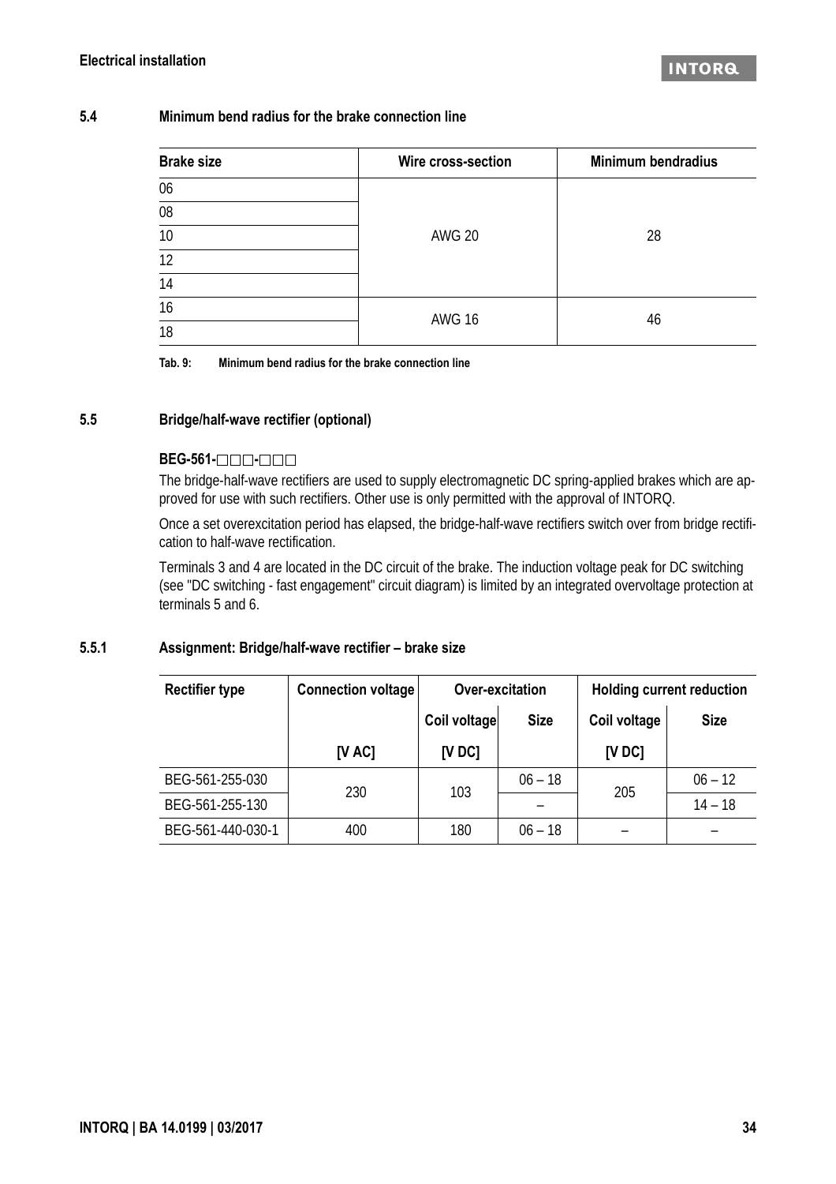## 5.4 Minimum bend radius for the brake connection line

| Brake size | Wire cross-section | Minimum bendradius |
|---|---|---|
| 06 | AWG 20 | 28 |
| 08 | | |
| 10 | | |
| 12 | | |
| 14 | | |
| 16 | AWG 16 | 46 |
| 18 | | |

**Tab. 9: Minimum bend radius for the brake connection line**

## 5.5 Bridge/half-wave rectifier (optional)

**BEG-561-□□□-□□□**

The bridge-half-wave rectifiers are used to supply electromagnetic DC spring-applied brakes which are approved for use with such rectifiers. Other use is only permitted with the approval of INTORQ.

Once a set overexcitation period has elapsed, the bridge-half-wave rectifiers switch over from bridge rectification to half-wave rectification.

Terminals 3 and 4 are located in the DC circuit of the brake. The induction voltage peak for DC switching (see "DC switching - fast engagement" circuit diagram) is limited by an integrated overvoltage protection at terminals 5 and 6.

### 5.5.1 Assignment: Bridge/half-wave rectifier – brake size

| Rectifier type | Connection voltage | Over-excitation | | Holding current reduction | |
|---|---|---|---|---|---|
| | | Coil voltage | Size | Coil voltage | Size |
| | [V AC] | [V DC] | | [V DC] | |
| BEG-561-255-030 | 230 | 103 | 06 – 18 | 205 | 06 – 12 |
| BEG-561-255-130 | | | – | | 14 – 18 |
| BEG-561-440-030-1 | 400 | 180 | 06 – 18 | – | – |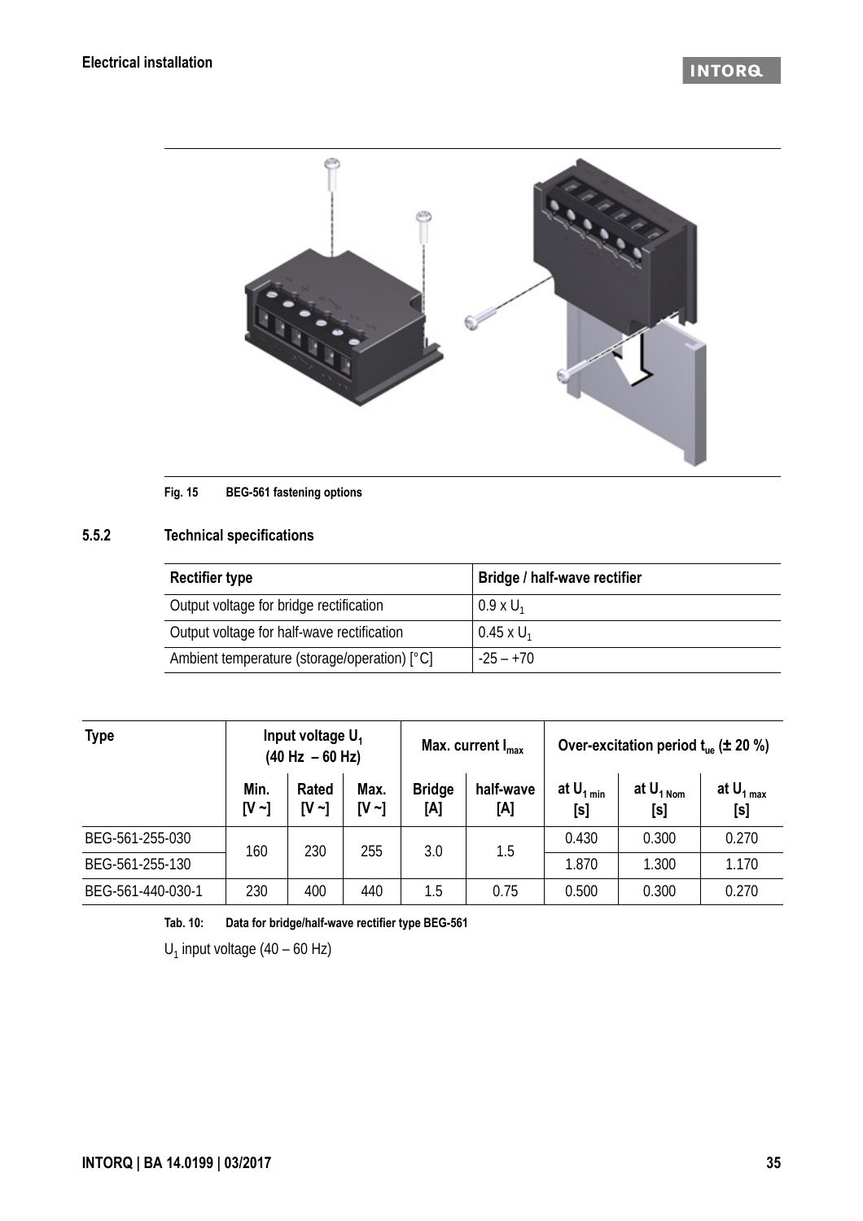Fig. 15 BEG-561 fastening options

### 5.5.2 Technical specifications

| Rectifier type | Bridge / half-wave rectifier |
|---|---|
| Output voltage for bridge rectification | 0.9 x $U_1$ |
| Output voltage for half-wave rectification | 0.45 x $U_1$ |
| Ambient temperature (storage/operation) [°C] | -25 – +70 |

| Type | Input voltage $U_1$ (40 Hz – 60 Hz) | | | Max. current $I_{max}$ | | Over-excitation period $t_{ue}$ (± 20 %) | | |
|---|---|---|---|---|---|---|---|---|
| | Min. [V ~] | Rated [V ~] | Max. [V ~] | Bridge [A] | half-wave [A] | at $U_{1\ min}$ [s] | at $U_{1\ Nom}$ [s] | at $U_{1\ max}$ [s] |
| BEG-561-255-030 | 160 | 230 | 255 | 3.0 | 1.5 | 0.430 | 0.300 | 0.270 |
| BEG-561-255-130 | 160 | 230 | 255 | 3.0 | 1.5 | 1.870 | 1.300 | 1.170 |
| BEG-561-440-030-1 | 230 | 400 | 440 | 1.5 | 0.75 | 0.500 | 0.300 | 0.270 |

Tab. 10: Data for bridge/half-wave rectifier type BEG-561

$U_1$ input voltage (40 – 60 Hz)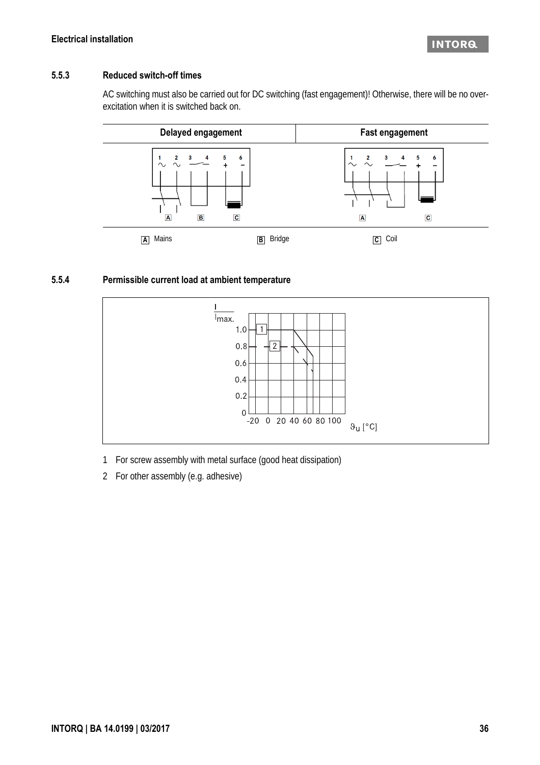### 5.5.3 Reduced switch-off times

AC switching must also be carried out for DC switching (fast engagement)! Otherwise, there will be no over-excitation when it is switched back on.

| Delayed engagement | Fast engagement |
| --- | --- |
| | |

A Mains B Bridge C Coil

### 5.5.4 Permissible current load at ambient temperature

1 For screw assembly with metal surface (good heat dissipation)

2 For other assembly (e.g. adhesive)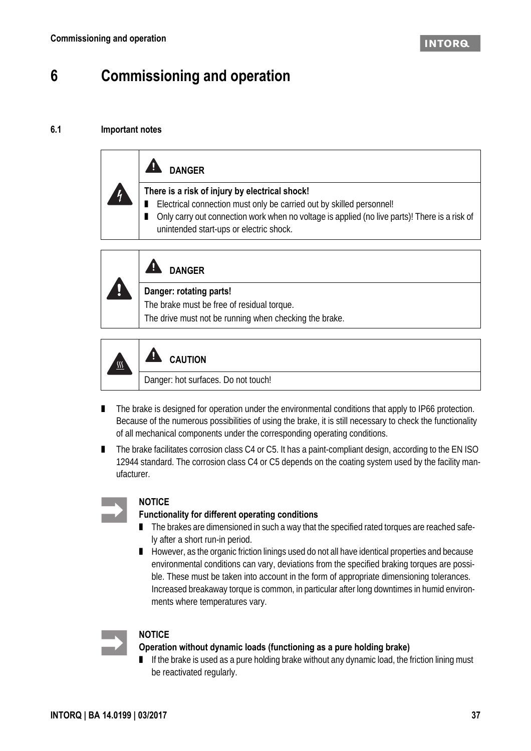# 6 Commissioning and operation

## 6.1 Important notes

> **DANGER**
>
> **There is a risk of injury by electrical shock!**
> - Electrical connection must only be carried out by skilled personnel!
> - Only carry out connection work when no voltage is applied (no live parts)! There is a risk of unintended start-ups or electric shock.

> **DANGER**
>
> **Danger: rotating parts!**
>
> The brake must be free of residual torque.
>
> The drive must not be running when checking the brake.

> **CAUTION**
>
> Danger: hot surfaces. Do not touch!

- The brake is designed for operation under the environmental conditions that apply to IP66 protection. Because of the numerous possibilities of using the brake, it is still necessary to check the functionality of all mechanical components under the corresponding operating conditions.
- The brake facilitates corrosion class C4 or C5. It has a paint-compliant design, according to the EN ISO 12944 standard. The corrosion class C4 or C5 depends on the coating system used by the facility manufacturer.

> **NOTICE**
>
> **Functionality for different operating conditions**
> - The brakes are dimensioned in such a way that the specified rated torques are reached safely after a short run-in period.
> - However, as the organic friction linings used do not all have identical properties and because environmental conditions can vary, deviations from the specified braking torques are possible. These must be taken into account in the form of appropriate dimensioning tolerances. Increased breakaway torque is common, in particular after long downtimes in humid environments where temperatures vary.

> **NOTICE**
>
> **Operation without dynamic loads (functioning as a pure holding brake)**
> - If the brake is used as a pure holding brake without any dynamic load, the friction lining must be reactivated regularly.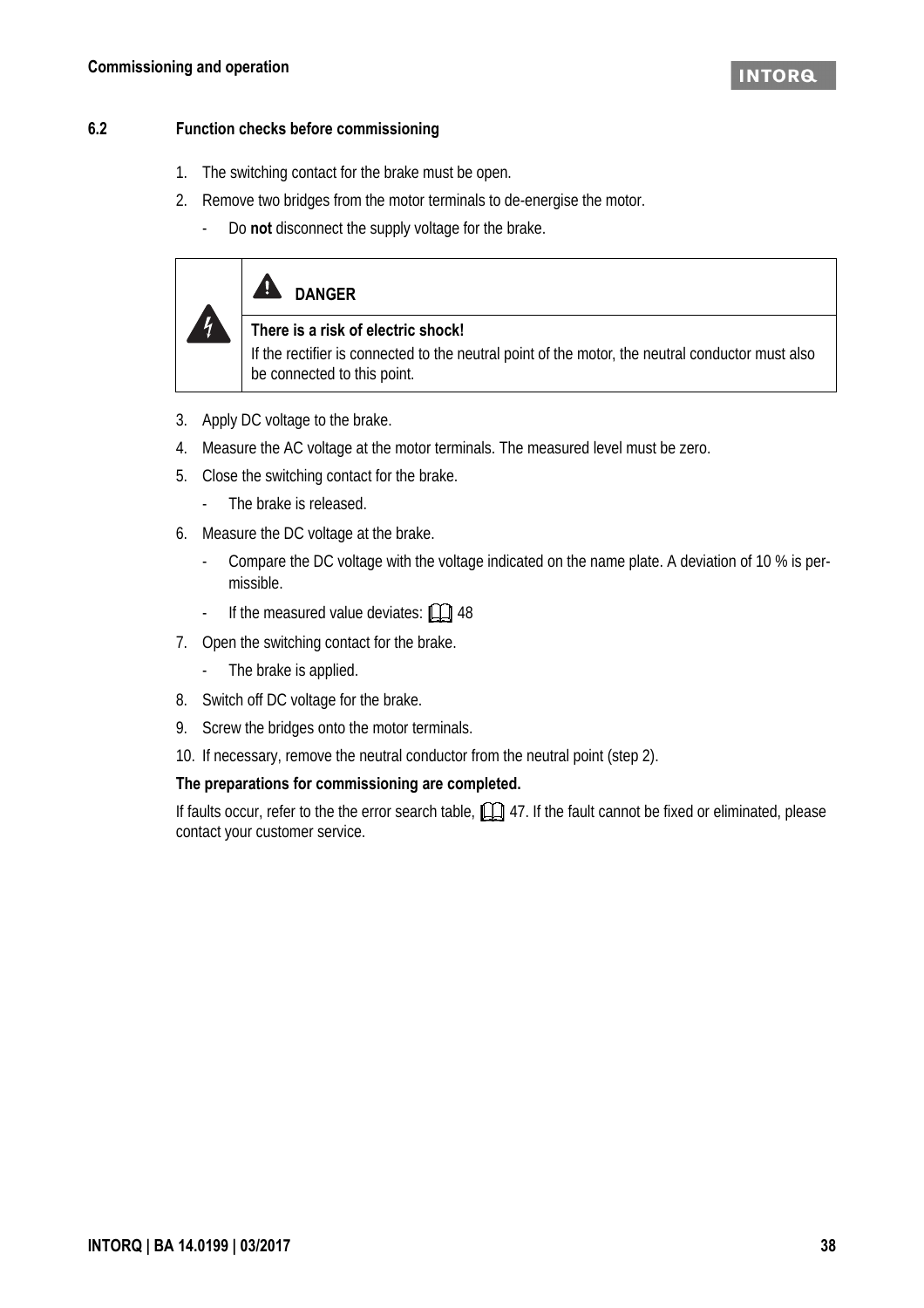## 6.2 Function checks before commissioning

1. The switching contact for the brake must be open.
2. Remove two bridges from the motor terminals to de-energise the motor.
   - Do **not** disconnect the supply voltage for the brake.

> **DANGER**
>
> **There is a risk of electric shock!**
>
> If the rectifier is connected to the neutral point of the motor, the neutral conductor must also be connected to this point.

3. Apply DC voltage to the brake.
4. Measure the AC voltage at the motor terminals. The measured level must be zero.
5. Close the switching contact for the brake.
   - The brake is released.
6. Measure the DC voltage at the brake.
   - Compare the DC voltage with the voltage indicated on the name plate. A deviation of 10 % is permissible.
   - If the measured value deviates: 48
7. Open the switching contact for the brake.
   - The brake is applied.
8. Switch off DC voltage for the brake.
9. Screw the bridges onto the motor terminals.
10. If necessary, remove the neutral conductor from the neutral point (step 2).

**The preparations for commissioning are completed.**

If faults occur, refer to the the error search table, 47. If the fault cannot be fixed or eliminated, please contact your customer service.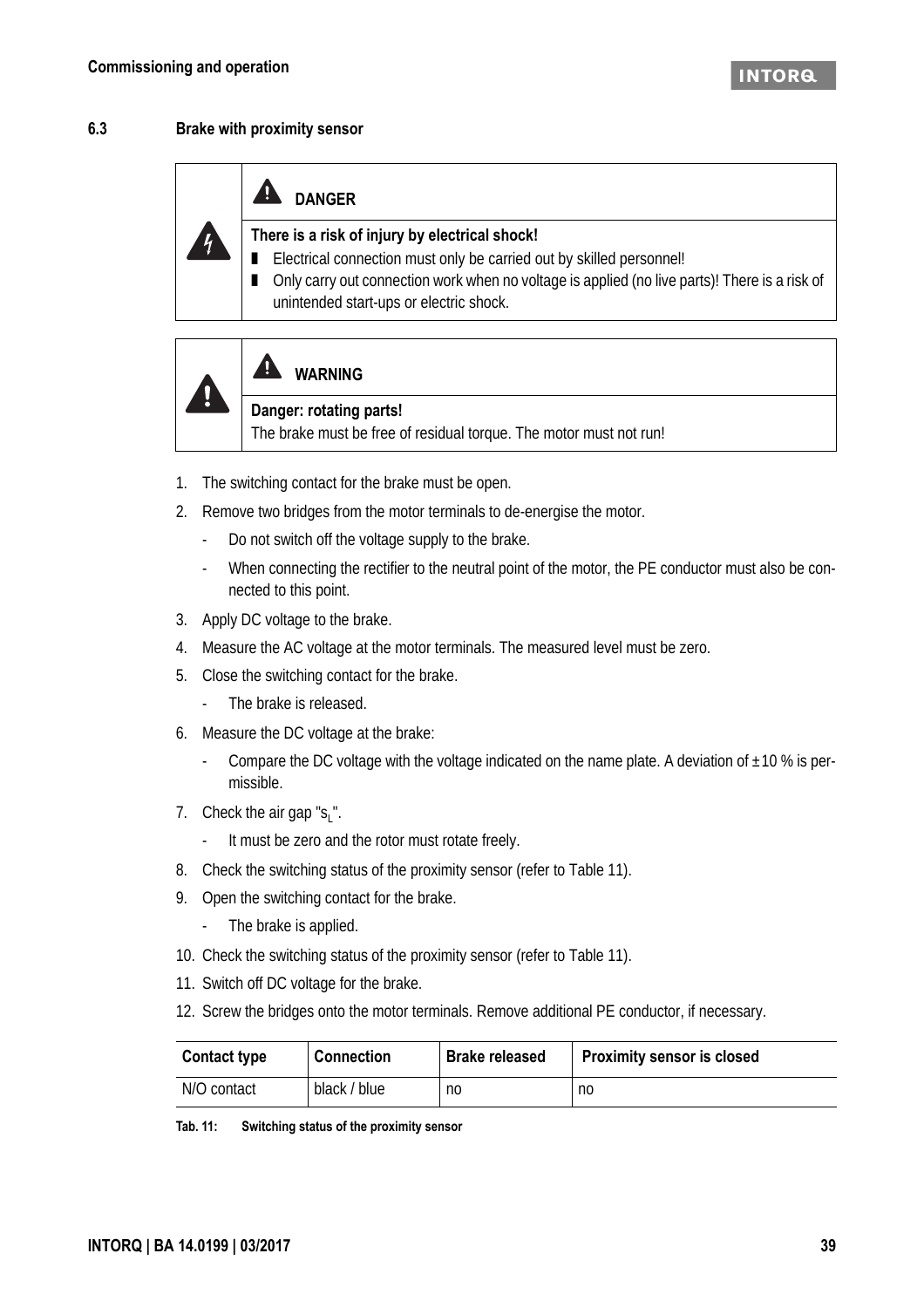### 6.3 Brake with proximity sensor

> **DANGER**
>
> **There is a risk of injury by electrical shock!**
> - Electrical connection must only be carried out by skilled personnel!
> - Only carry out connection work when no voltage is applied (no live parts)! There is a risk of unintended start-ups or electric shock.

> **WARNING**
>
> **Danger: rotating parts!**
> The brake must be free of residual torque. The motor must not run!

1. The switching contact for the brake must be open.
2. Remove two bridges from the motor terminals to de-energise the motor.
   - Do not switch off the voltage supply to the brake.
   - When connecting the rectifier to the neutral point of the motor, the PE conductor must also be connected to this point.
3. Apply DC voltage to the brake.
4. Measure the AC voltage at the motor terminals. The measured level must be zero.
5. Close the switching contact for the brake.
   - The brake is released.
6. Measure the DC voltage at the brake:
   - Compare the DC voltage with the voltage indicated on the name plate. A deviation of ±10 % is permissible.
7. Check the air gap "$s_L$".
   - It must be zero and the rotor must rotate freely.
8. Check the switching status of the proximity sensor (refer to Table 11).
9. Open the switching contact for the brake.
   - The brake is applied.
10. Check the switching status of the proximity sensor (refer to Table 11).
11. Switch off DC voltage for the brake.
12. Screw the bridges onto the motor terminals. Remove additional PE conductor, if necessary.

| Contact type | Connection | Brake released | Proximity sensor is closed |
|---|---|---|---|
| N/O contact | black / blue | no | no |

**Tab. 11: Switching status of the proximity sensor**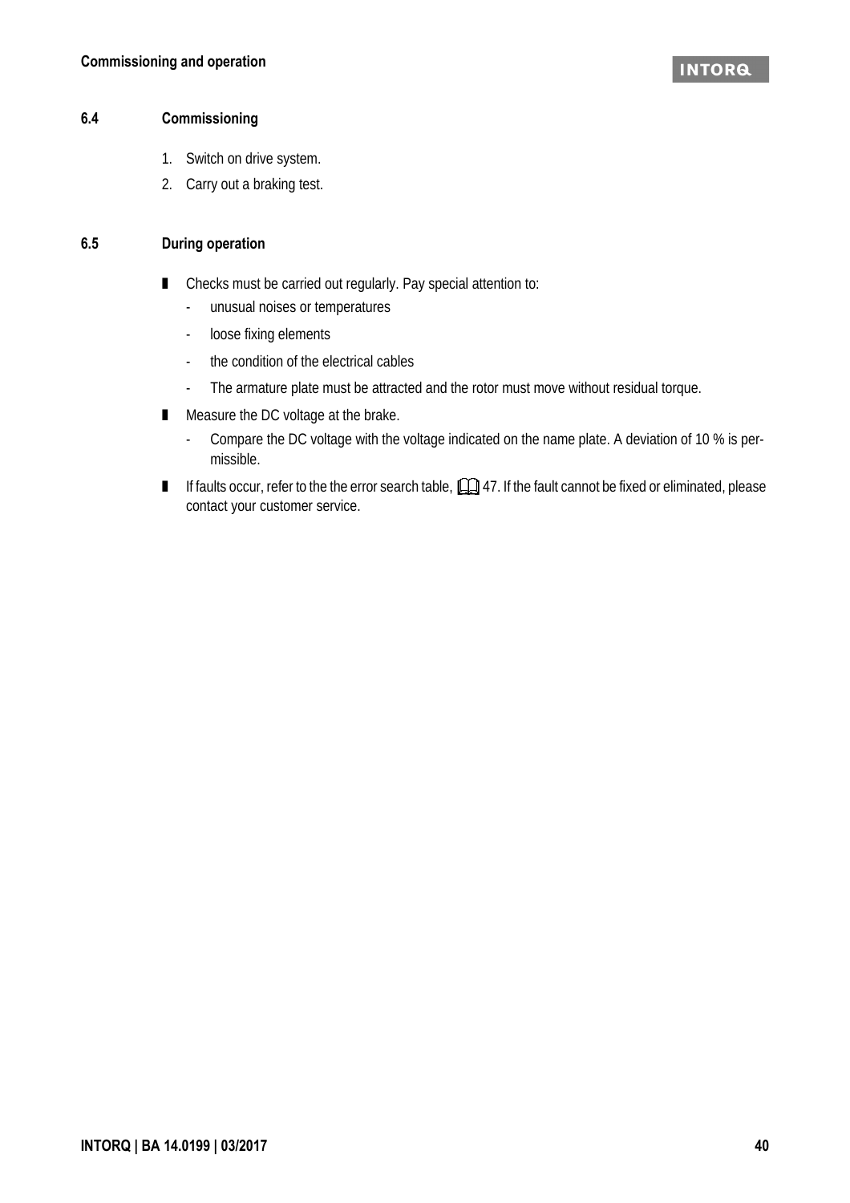### 6.4 Commissioning

1. Switch on drive system.
2. Carry out a braking test.

### 6.5 During operation

- Checks must be carried out regularly. Pay special attention to:
  - unusual noises or temperatures
  - loose fixing elements
  - the condition of the electrical cables
  - The armature plate must be attracted and the rotor must move without residual torque.
- Measure the DC voltage at the brake.
  - Compare the DC voltage with the voltage indicated on the name plate. A deviation of 10 % is permissible.
- If faults occur, refer to the the error search table, 📖 47. If the fault cannot be fixed or eliminated, please contact your customer service.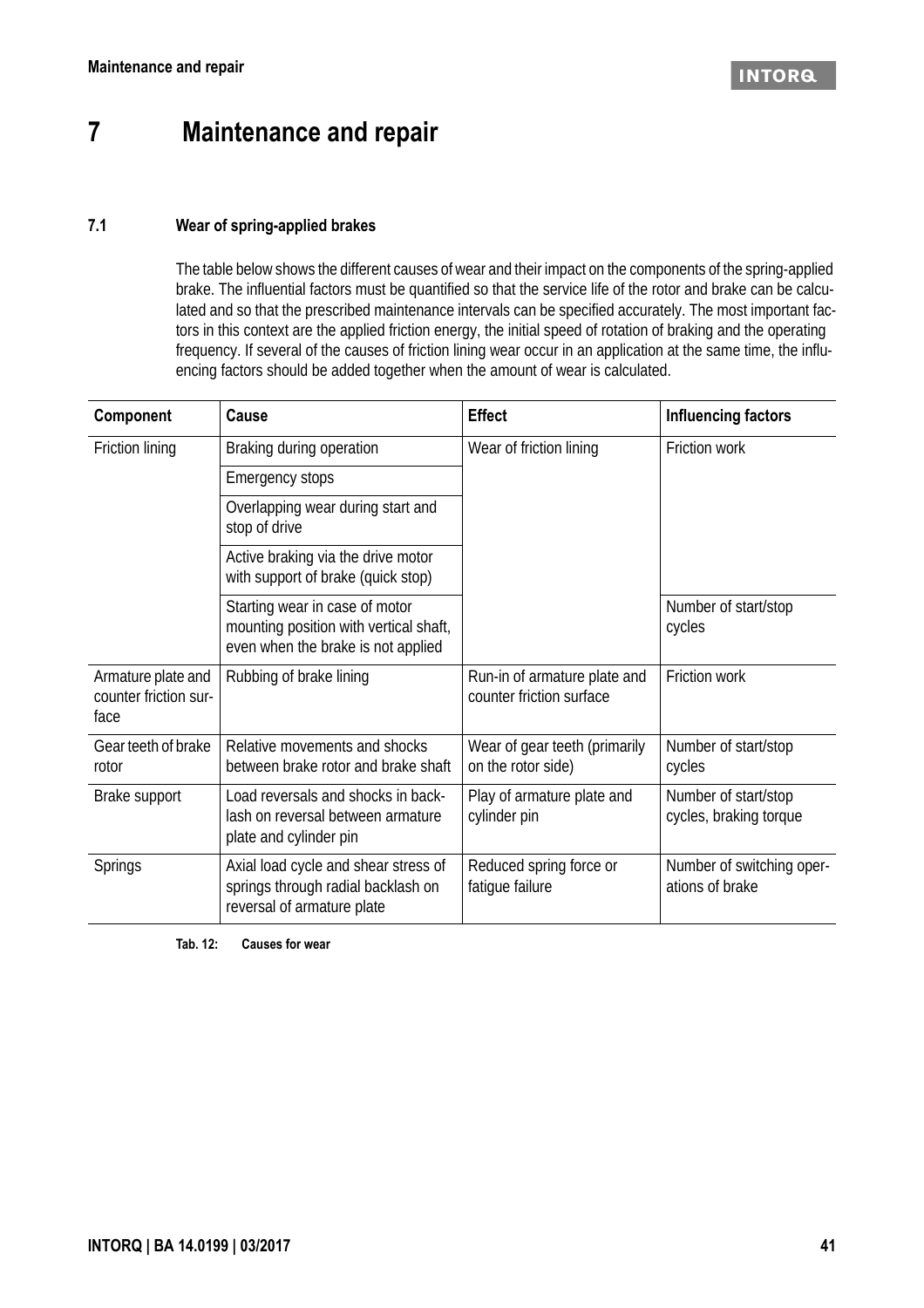# 7 Maintenance and repair

## 7.1 Wear of spring-applied brakes

The table below shows the different causes of wear and their impact on the components of the spring-applied brake. The influential factors must be quantified so that the service life of the rotor and brake can be calculated and so that the prescribed maintenance intervals can be specified accurately. The most important factors in this context are the applied friction energy, the initial speed of rotation of braking and the operating frequency. If several of the causes of friction lining wear occur in an application at the same time, the influencing factors should be added together when the amount of wear is calculated.

| Component | Cause | Effect | Influencing factors |
|---|---|---|---|
| Friction lining | Braking during operation | Wear of friction lining | Friction work |
| | Emergency stops | | |
| | Overlapping wear during start and stop of drive | | |
| | Active braking via the drive motor with support of brake (quick stop) | | |
| | Starting wear in case of motor mounting position with vertical shaft, even when the brake is not applied | | Number of start/stop cycles |
| Armature plate and counter friction surface | Rubbing of brake lining | Run-in of armature plate and counter friction surface | Friction work |
| Gear teeth of brake rotor | Relative movements and shocks between brake rotor and brake shaft | Wear of gear teeth (primarily on the rotor side) | Number of start/stop cycles |
| Brake support | Load reversals and shocks in backlash on reversal between armature plate and cylinder pin | Play of armature plate and cylinder pin | Number of start/stop cycles, braking torque |
| Springs | Axial load cycle and shear stress of springs through radial backlash on reversal of armature plate | Reduced spring force or fatigue failure | Number of switching operations of brake |

**Tab. 12: Causes for wear**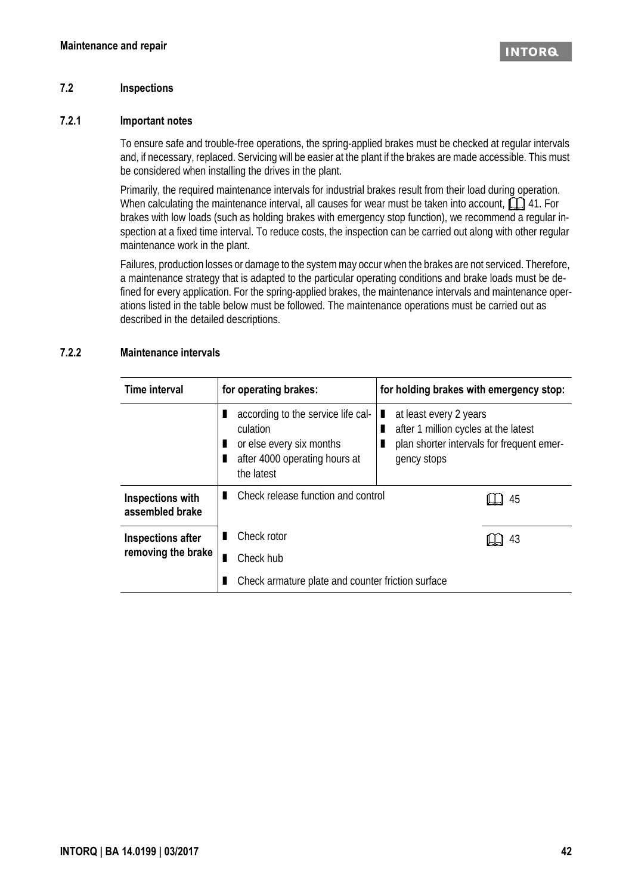## 7.2 Inspections

### 7.2.1 Important notes

To ensure safe and trouble-free operations, the spring-applied brakes must be checked at regular intervals and, if necessary, replaced. Servicing will be easier at the plant if the brakes are made accessible. This must be considered when installing the drives in the plant.

Primarily, the required maintenance intervals for industrial brakes result from their load during operation. When calculating the maintenance interval, all causes for wear must be taken into account, 📖 41. For brakes with low loads (such as holding brakes with emergency stop function), we recommend a regular inspection at a fixed time interval. To reduce costs, the inspection can be carried out along with other regular maintenance work in the plant.

Failures, production losses or damage to the system may occur when the brakes are not serviced. Therefore, a maintenance strategy that is adapted to the particular operating conditions and brake loads must be defined for every application. For the spring-applied brakes, the maintenance intervals and maintenance operations listed in the table below must be followed. The maintenance operations must be carried out as described in the detailed descriptions.

### 7.2.2 Maintenance intervals

| Time interval | for operating brakes: | for holding brakes with emergency stop: |
|---|---|---|
| | ▪ according to the service life calculation<br>▪ or else every six months<br>▪ after 4000 operating hours at the latest | ▪ at least every 2 years<br>▪ after 1 million cycles at the latest<br>▪ plan shorter intervals for frequent emergency stops |
| **Inspections with assembled brake** | ▪ Check release function and control | 📖 45 |
| **Inspections after removing the brake** | ▪ Check rotor<br>▪ Check hub<br>▪ Check armature plate and counter friction surface | 📖 43 |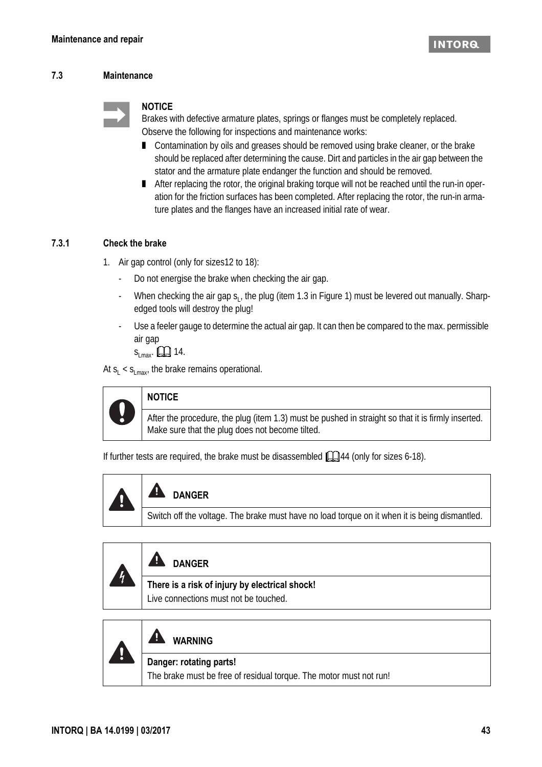## 7.3 Maintenance

**NOTICE**

Brakes with defective armature plates, springs or flanges must be completely replaced.

Observe the following for inspections and maintenance works:

- Contamination by oils and greases should be removed using brake cleaner, or the brake should be replaced after determining the cause. Dirt and particles in the air gap between the stator and the armature plate endanger the function and should be removed.
- After replacing the rotor, the original braking torque will not be reached until the run-in operation for the friction surfaces has been completed. After replacing the rotor, the run-in armature plates and the flanges have an increased initial rate of wear.

### 7.3.1 Check the brake

1. Air gap control (only for sizes12 to 18):
   - Do not energise the brake when checking the air gap.
   - When checking the air gap $s_L$, the plug (item 1.3 in Figure 1) must be levered out manually. Sharp-edged tools will destroy the plug!
   - Use a feeler gauge to determine the actual air gap. It can then be compared to the max. permissible air gap $s_{Lmax}$. 14.

At $s_L < s_{Lmax}$, the brake remains operational.

| **NOTICE** |
|---|
| After the procedure, the plug (item 1.3) must be pushed in straight so that it is firmly inserted. Make sure that the plug does not become tilted. |

If further tests are required, the brake must be disassembled 44 (only for sizes 6-18).

| **DANGER** |
|---|
| Switch off the voltage. The brake must have no load torque on it when it is being dismantled. |

| **DANGER** |
|---|
| **There is a risk of injury by electrical shock!**<br>Live connections must not be touched. |

| **WARNING** |
|---|
| **Danger: rotating parts!**<br>The brake must be free of residual torque. The motor must not run! |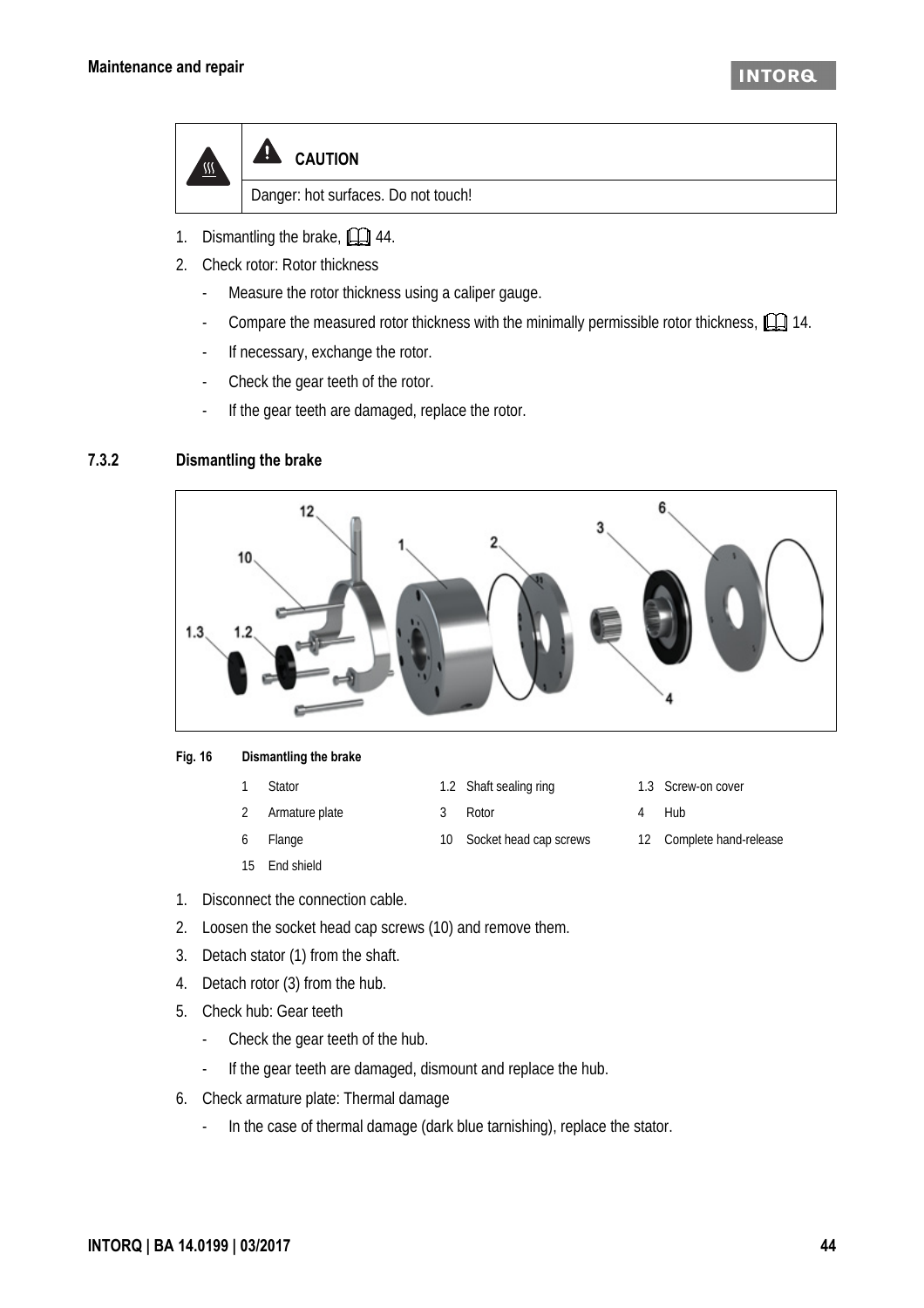**CAUTION**

Danger: hot surfaces. Do not touch!

1. Dismantling the brake, 📖 44.
2. Check rotor: Rotor thickness
   - Measure the rotor thickness using a caliper gauge.
   - Compare the measured rotor thickness with the minimally permissible rotor thickness, 📖 14.
   - If necessary, exchange the rotor.
   - Check the gear teeth of the rotor.
   - If the gear teeth are damaged, replace the rotor.

### 7.3.2 Dismantling the brake

**Fig. 16 Dismantling the brake**

| | | | | | |
|---|---|---|---|---|---|
| 1 | Stator | 1.2 | Shaft sealing ring | 1.3 | Screw-on cover |
| 2 | Armature plate | 3 | Rotor | 4 | Hub |
| 6 | Flange | 10 | Socket head cap screws | 12 | Complete hand-release |
| 15 | End shield | | | | |

1. Disconnect the connection cable.
2. Loosen the socket head cap screws (10) and remove them.
3. Detach stator (1) from the shaft.
4. Detach rotor (3) from the hub.
5. Check hub: Gear teeth
   - Check the gear teeth of the hub.
   - If the gear teeth are damaged, dismount and replace the hub.
6. Check armature plate: Thermal damage
   - In the case of thermal damage (dark blue tarnishing), replace the stator.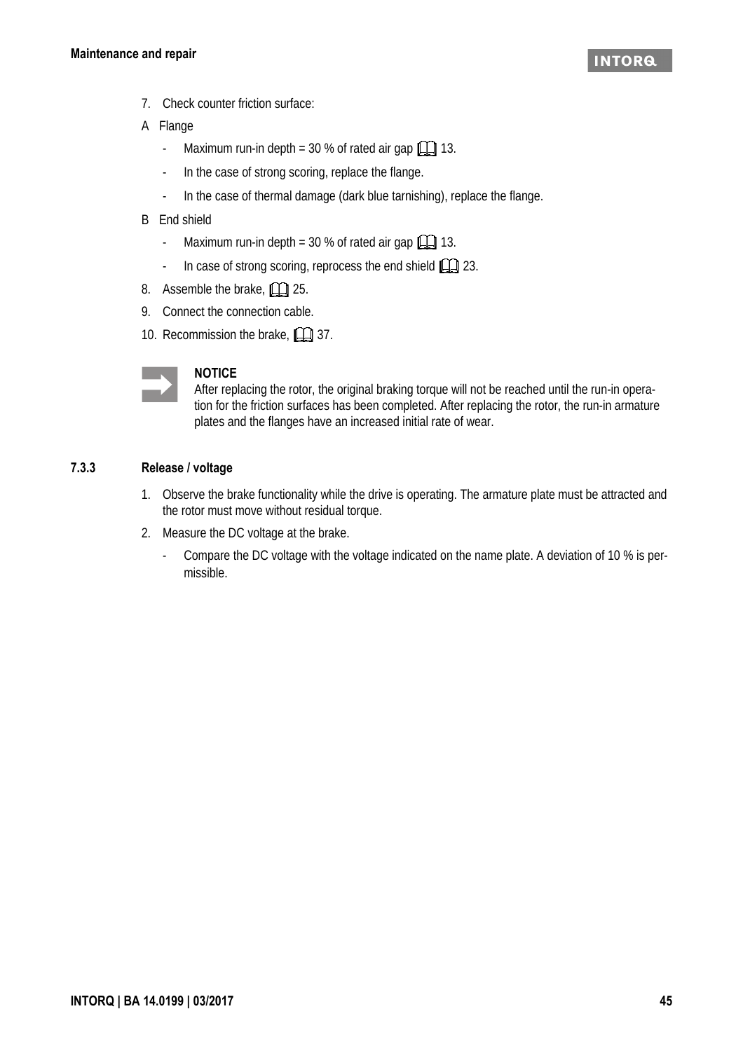7. Check counter friction surface:

A Flange

- Maximum run-in depth = 30 % of rated air gap 📖 13.
- In the case of strong scoring, replace the flange.
- In the case of thermal damage (dark blue tarnishing), replace the flange.

B End shield

- Maximum run-in depth = 30 % of rated air gap 📖 13.
- In case of strong scoring, reprocess the end shield 📖 23.

8. Assemble the brake, 📖 25.
9. Connect the connection cable.
10. Recommission the brake, 📖 37.

**NOTICE**
After replacing the rotor, the original braking torque will not be reached until the run-in operation for the friction surfaces has been completed. After replacing the rotor, the run-in armature plates and the flanges have an increased initial rate of wear.

### 7.3.3 Release / voltage

1. Observe the brake functionality while the drive is operating. The armature plate must be attracted and the rotor must move without residual torque.
2. Measure the DC voltage at the brake.
   - Compare the DC voltage with the voltage indicated on the name plate. A deviation of 10 % is permissible.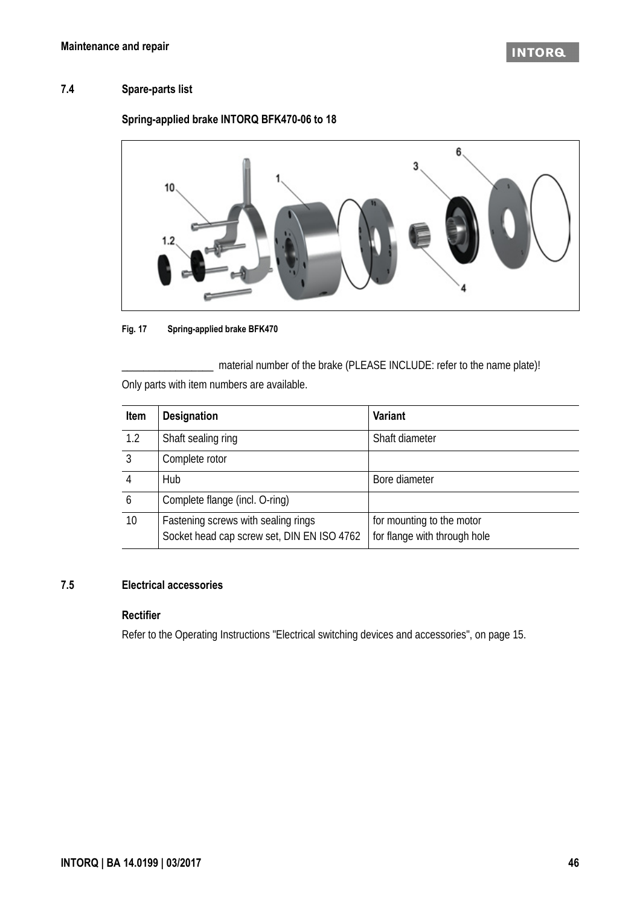## 7.4 Spare-parts list

### Spring-applied brake INTORQ BFK470-06 to 18

Fig. 17 Spring-applied brake BFK470

_________________ material number of the brake (PLEASE INCLUDE: refer to the name plate)!

Only parts with item numbers are available.

| Item | Designation | Variant |
|---|---|---|
| 1.2 | Shaft sealing ring | Shaft diameter |
| 3 | Complete rotor | |
| 4 | Hub | Bore diameter |
| 6 | Complete flange (incl. O-ring) | |
| 10 | Fastening screws with sealing rings<br>Socket head cap screw set, DIN EN ISO 4762 | for mounting to the motor<br>for flange with through hole |

## 7.5 Electrical accessories

### Rectifier

Refer to the Operating Instructions "Electrical switching devices and accessories", on page 15.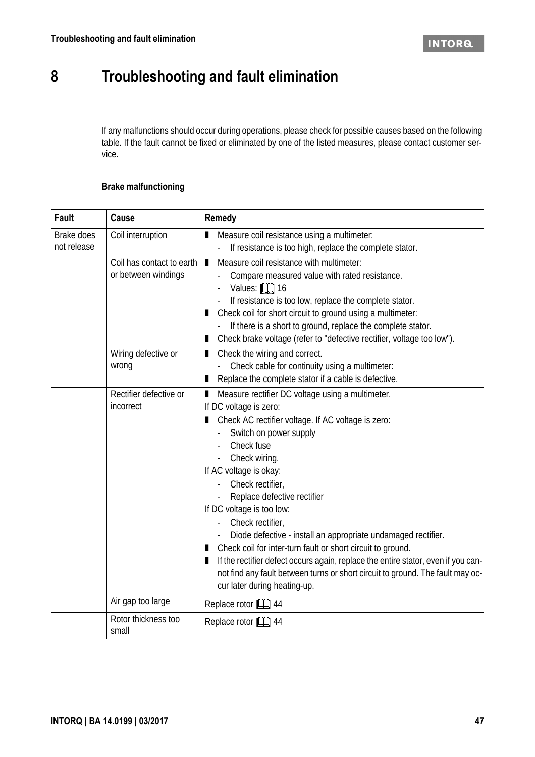# 8 Troubleshooting and fault elimination

If any malfunctions should occur during operations, please check for possible causes based on the following table. If the fault cannot be fixed or eliminated by one of the listed measures, please contact customer service.

**Brake malfunctioning**

| Fault | Cause | Remedy |
|---|---|---|
| Brake does not release | Coil interruption | ▮ Measure coil resistance using a multimeter:<br>- If resistance is too high, replace the complete stator. |
| | Coil has contact to earth or between windings | ▮ Measure coil resistance with multimeter:<br>- Compare measured value with rated resistance.<br>- Values: 📖 16<br>- If resistance is too low, replace the complete stator.<br>▮ Check coil for short circuit to ground using a multimeter:<br>- If there is a short to ground, replace the complete stator.<br>▮ Check brake voltage (refer to "defective rectifier, voltage too low"). |
| | Wiring defective or wrong | ▮ Check the wiring and correct.<br>- Check cable for continuity using a multimeter:<br>▮ Replace the complete stator if a cable is defective. |
| | Rectifier defective or incorrect | ▮ Measure rectifier DC voltage using a multimeter.<br>If DC voltage is zero:<br>▮ Check AC rectifier voltage. If AC voltage is zero:<br>- Switch on power supply<br>- Check fuse<br>- Check wiring.<br>If AC voltage is okay:<br>- Check rectifier,<br>- Replace defective rectifier<br>If DC voltage is too low:<br>- Check rectifier,<br>- Diode defective - install an appropriate undamaged rectifier.<br>▮ Check coil for inter-turn fault or short circuit to ground.<br>▮ If the rectifier defect occurs again, replace the entire stator, even if you cannot find any fault between turns or short circuit to ground. The fault may occur later during heating-up. |
| | Air gap too large | Replace rotor 📖 44 |
| | Rotor thickness too small | Replace rotor 📖 44 |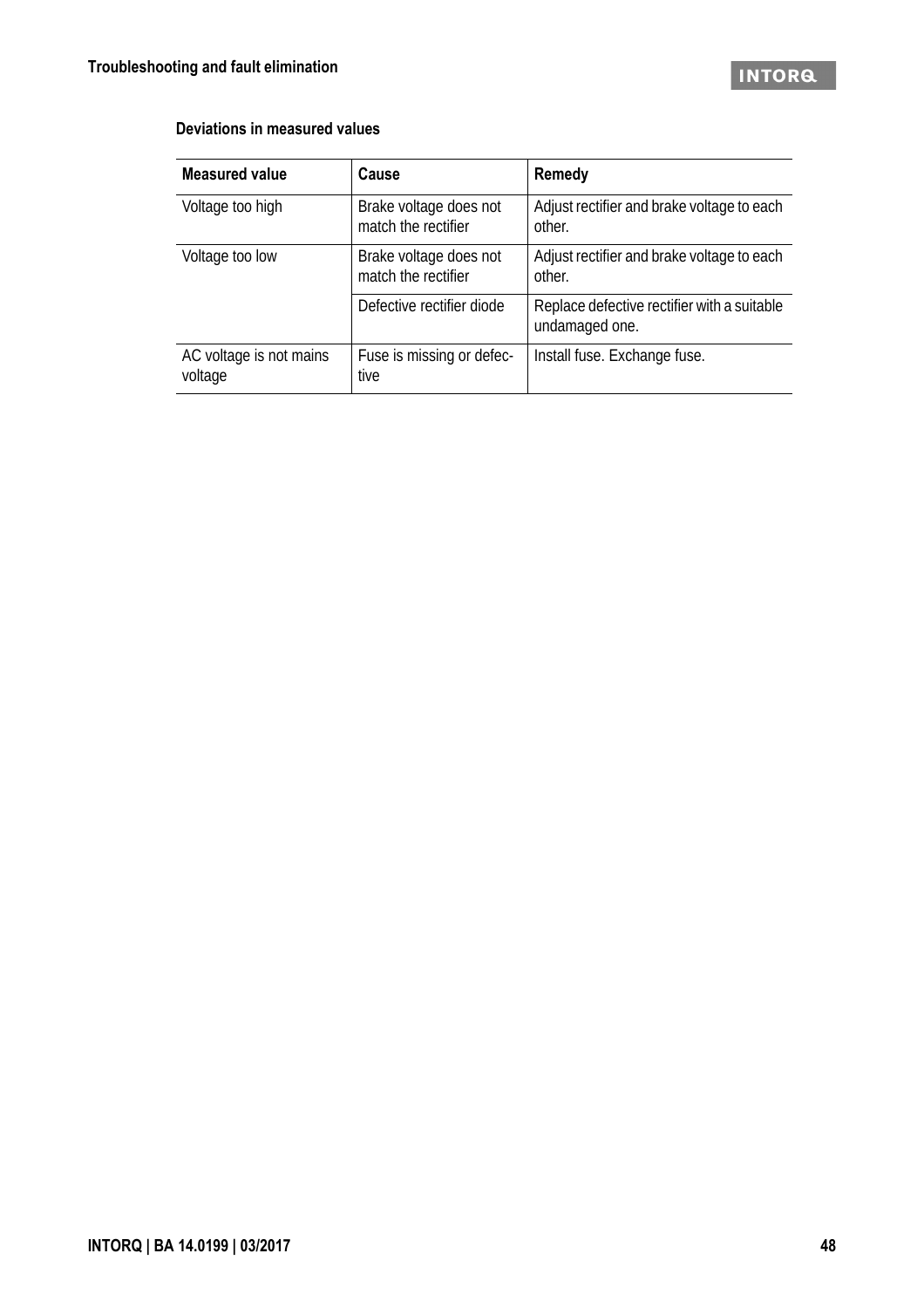### Deviations in measured values

| Measured value | Cause | Remedy |
|---|---|---|
| Voltage too high | Brake voltage does not match the rectifier | Adjust rectifier and brake voltage to each other. |
| Voltage too low | Brake voltage does not match the rectifier | Adjust rectifier and brake voltage to each other. |
| | Defective rectifier diode | Replace defective rectifier with a suitable undamaged one. |
| AC voltage is not mains voltage | Fuse is missing or defective | Install fuse. Exchange fuse. |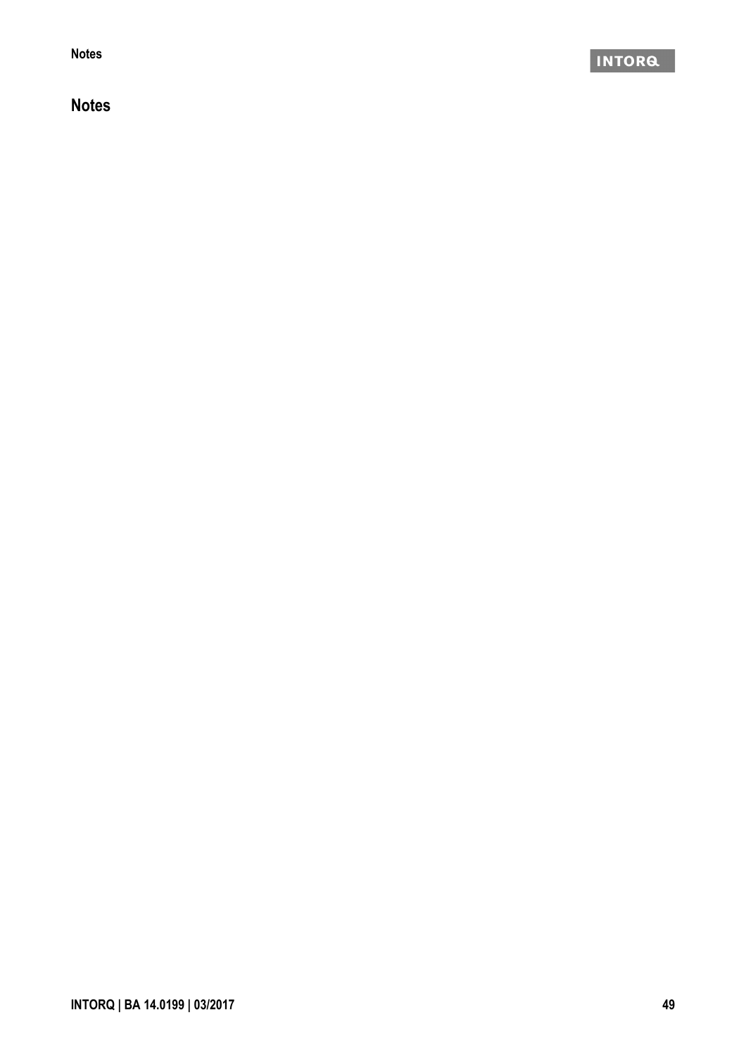# Notes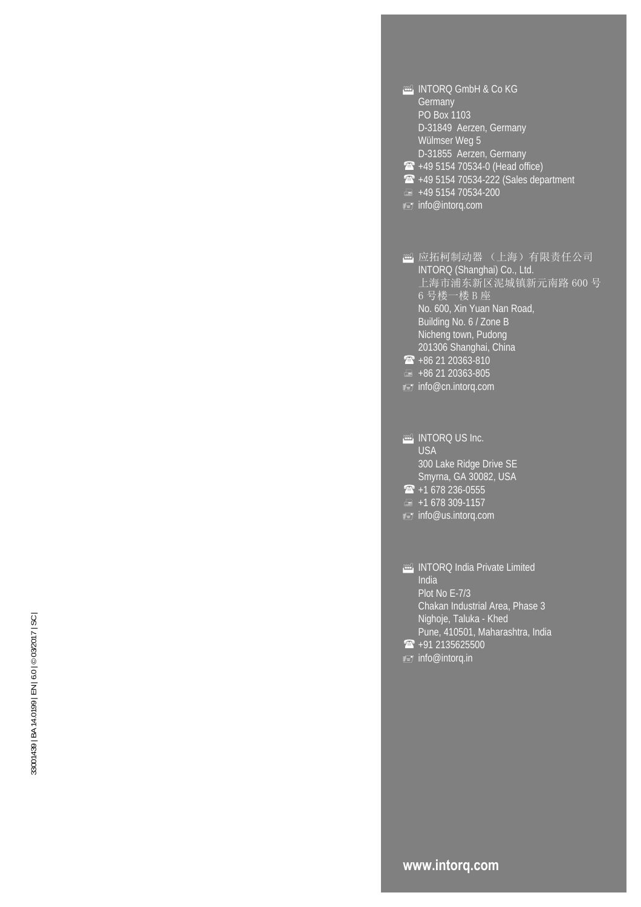INTORQ GmbH & Co KG
Germany
PO Box 1103
D-31849 Aerzen, Germany
Wülmser Weg 5
D-31855 Aerzen, Germany
+49 5154 70534-0 (Head office)
+49 5154 70534-222 (Sales department
+49 5154 70534-200
info@intorq.com

应拓柯制动器（上海）有限责任公司
INTORQ (Shanghai) Co., Ltd.
上海市浦东新区泥城镇新元南路 600 号
6 号楼一楼 B 座
No. 600, Xin Yuan Nan Road,
Building No. 6 / Zone B
Nicheng town, Pudong
201306 Shanghai, China
+86 21 20363-810
+86 21 20363-805
info@cn.intorq.com

INTORQ US Inc.
USA
300 Lake Ridge Drive SE
Smyrna, GA 30082, USA
+1 678 236-0555
+1 678 309-1157
info@us.intorq.com

INTORQ India Private Limited
India
Plot No E-7/3
Chakan Industrial Area, Phase 3
Nighoje, Taluka - Khed
Pune, 410501, Maharashtra, India
+91 2135625500
info@intorq.in

**www.intorq.com**

33001439 | BA 14.0199 | EN | 6.0 | © 03/2017 | SC |